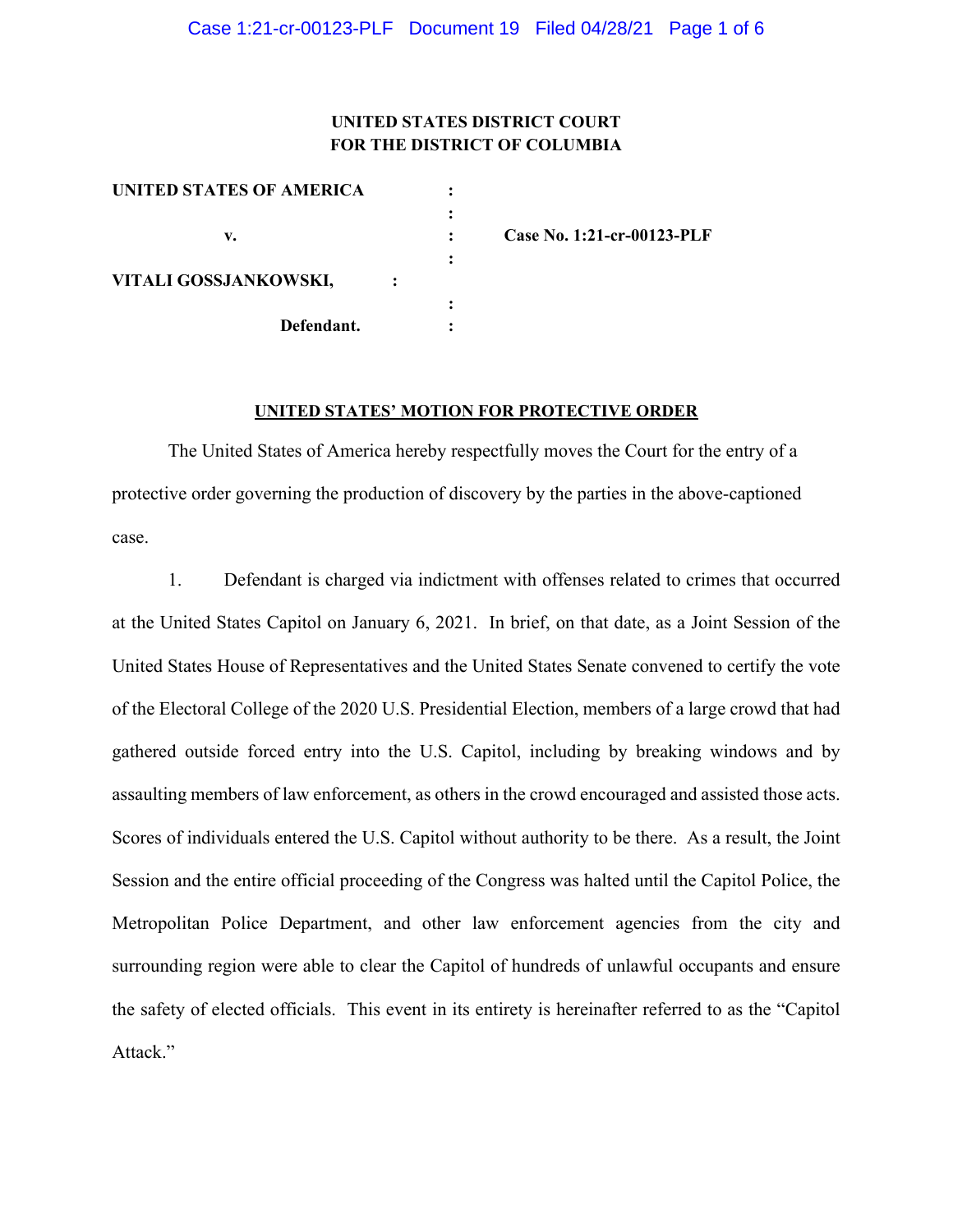**UNITED STATES DISTRICT COURT**
**FOR THE DISTRICT OF COLUMBIA**

| | | |
|---|---|---|
| **UNITED STATES OF AMERICA** | : | |
| | : | |
| **v.** | : | **Case No. 1:21-cr-00123-PLF** |
| | : | |
| **VITALI GOSSJANKOWSKI,** | : | |
| | : | |
| **Defendant.** | : | |

**UNITED STATES' MOTION FOR PROTECTIVE ORDER**

The United States of America hereby respectfully moves the Court for the entry of a protective order governing the production of discovery by the parties in the above-captioned case.

1. Defendant is charged via indictment with offenses related to crimes that occurred at the United States Capitol on January 6, 2021. In brief, on that date, as a Joint Session of the United States House of Representatives and the United States Senate convened to certify the vote of the Electoral College of the 2020 U.S. Presidential Election, members of a large crowd that had gathered outside forced entry into the U.S. Capitol, including by breaking windows and by assaulting members of law enforcement, as others in the crowd encouraged and assisted those acts. Scores of individuals entered the U.S. Capitol without authority to be there. As a result, the Joint Session and the entire official proceeding of the Congress was halted until the Capitol Police, the Metropolitan Police Department, and other law enforcement agencies from the city and surrounding region were able to clear the Capitol of hundreds of unlawful occupants and ensure the safety of elected officials. This event in its entirety is hereinafter referred to as the "Capitol Attack."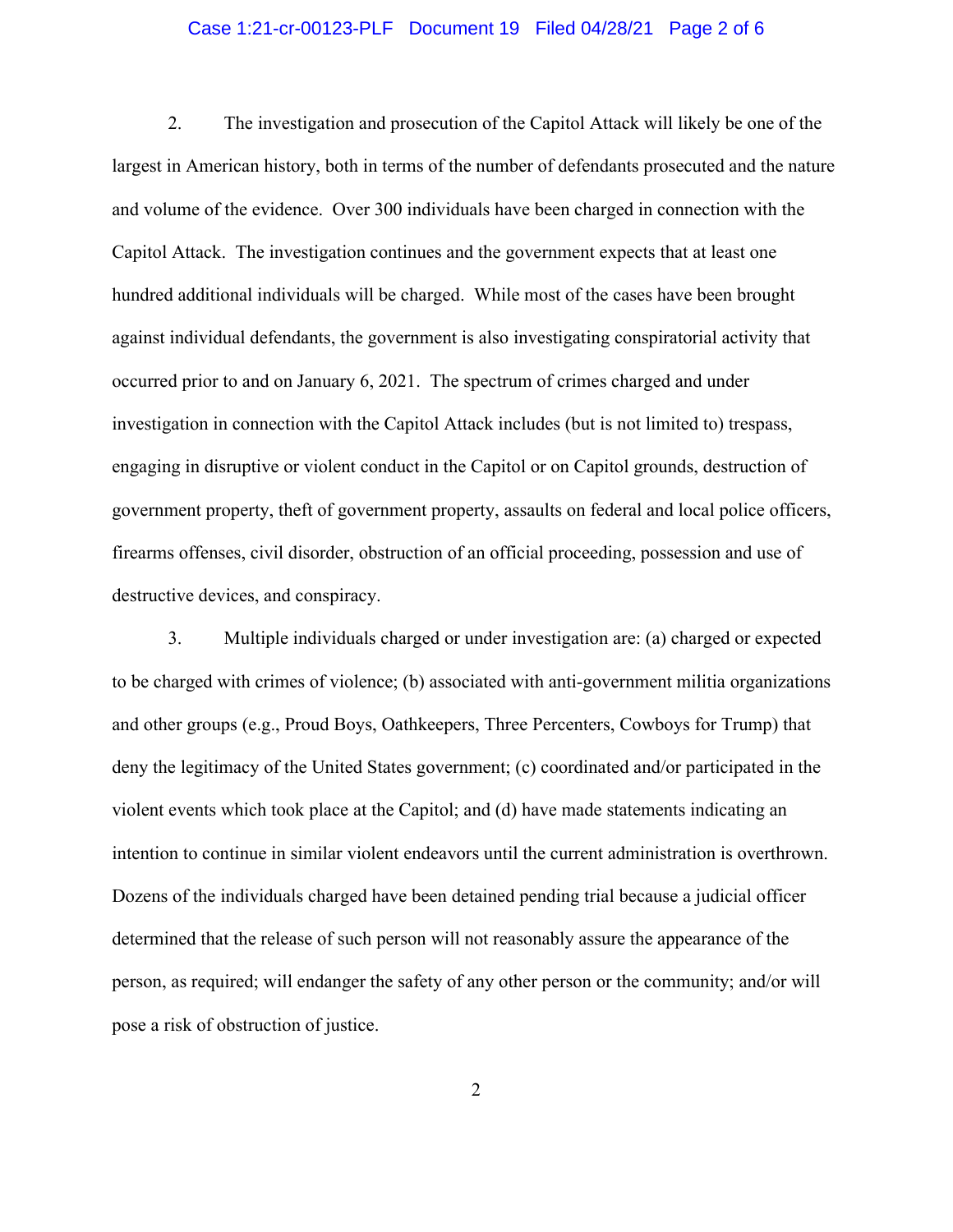2. The investigation and prosecution of the Capitol Attack will likely be one of the largest in American history, both in terms of the number of defendants prosecuted and the nature and volume of the evidence. Over 300 individuals have been charged in connection with the Capitol Attack. The investigation continues and the government expects that at least one hundred additional individuals will be charged. While most of the cases have been brought against individual defendants, the government is also investigating conspiratorial activity that occurred prior to and on January 6, 2021. The spectrum of crimes charged and under investigation in connection with the Capitol Attack includes (but is not limited to) trespass, engaging in disruptive or violent conduct in the Capitol or on Capitol grounds, destruction of government property, theft of government property, assaults on federal and local police officers, firearms offenses, civil disorder, obstruction of an official proceeding, possession and use of destructive devices, and conspiracy.

3. Multiple individuals charged or under investigation are: (a) charged or expected to be charged with crimes of violence; (b) associated with anti-government militia organizations and other groups (e.g., Proud Boys, Oathkeepers, Three Percenters, Cowboys for Trump) that deny the legitimacy of the United States government; (c) coordinated and/or participated in the violent events which took place at the Capitol; and (d) have made statements indicating an intention to continue in similar violent endeavors until the current administration is overthrown. Dozens of the individuals charged have been detained pending trial because a judicial officer determined that the release of such person will not reasonably assure the appearance of the person, as required; will endanger the safety of any other person or the community; and/or will pose a risk of obstruction of justice.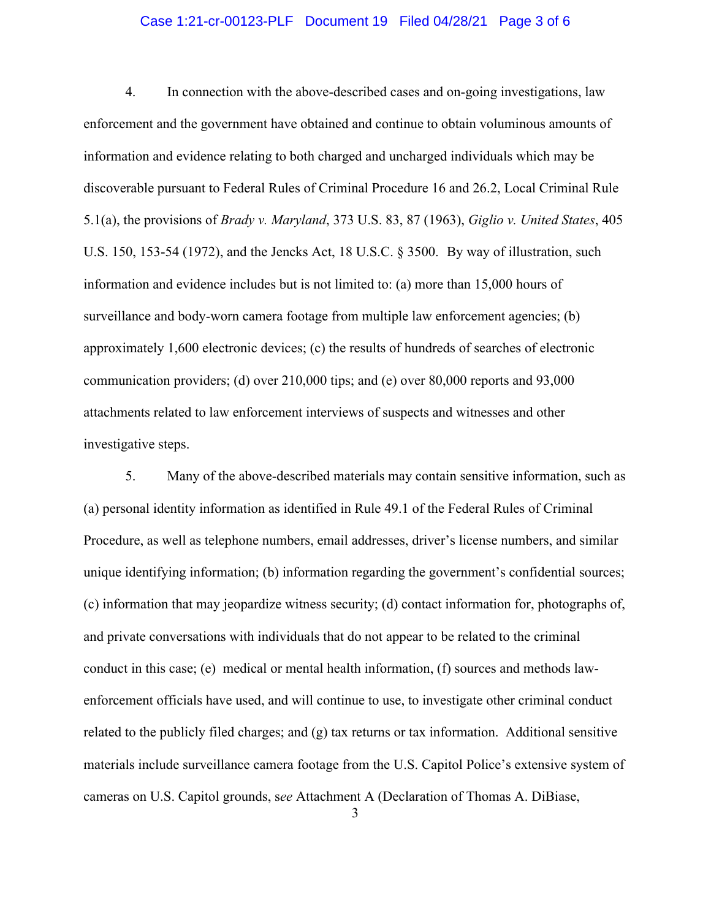4. In connection with the above-described cases and on-going investigations, law enforcement and the government have obtained and continue to obtain voluminous amounts of information and evidence relating to both charged and uncharged individuals which may be discoverable pursuant to Federal Rules of Criminal Procedure 16 and 26.2, Local Criminal Rule 5.1(a), the provisions of *Brady v. Maryland*, 373 U.S. 83, 87 (1963), *Giglio v. United States*, 405 U.S. 150, 153-54 (1972), and the Jencks Act, 18 U.S.C. § 3500. By way of illustration, such information and evidence includes but is not limited to: (a) more than 15,000 hours of surveillance and body-worn camera footage from multiple law enforcement agencies; (b) approximately 1,600 electronic devices; (c) the results of hundreds of searches of electronic communication providers; (d) over 210,000 tips; and (e) over 80,000 reports and 93,000 attachments related to law enforcement interviews of suspects and witnesses and other investigative steps.

5. Many of the above-described materials may contain sensitive information, such as (a) personal identity information as identified in Rule 49.1 of the Federal Rules of Criminal Procedure, as well as telephone numbers, email addresses, driver's license numbers, and similar unique identifying information; (b) information regarding the government's confidential sources; (c) information that may jeopardize witness security; (d) contact information for, photographs of, and private conversations with individuals that do not appear to be related to the criminal conduct in this case; (e) medical or mental health information, (f) sources and methods law-enforcement officials have used, and will continue to use, to investigate other criminal conduct related to the publicly filed charges; and (g) tax returns or tax information. Additional sensitive materials include surveillance camera footage from the U.S. Capitol Police's extensive system of cameras on U.S. Capitol grounds, s*ee* Attachment A (Declaration of Thomas A. DiBiase,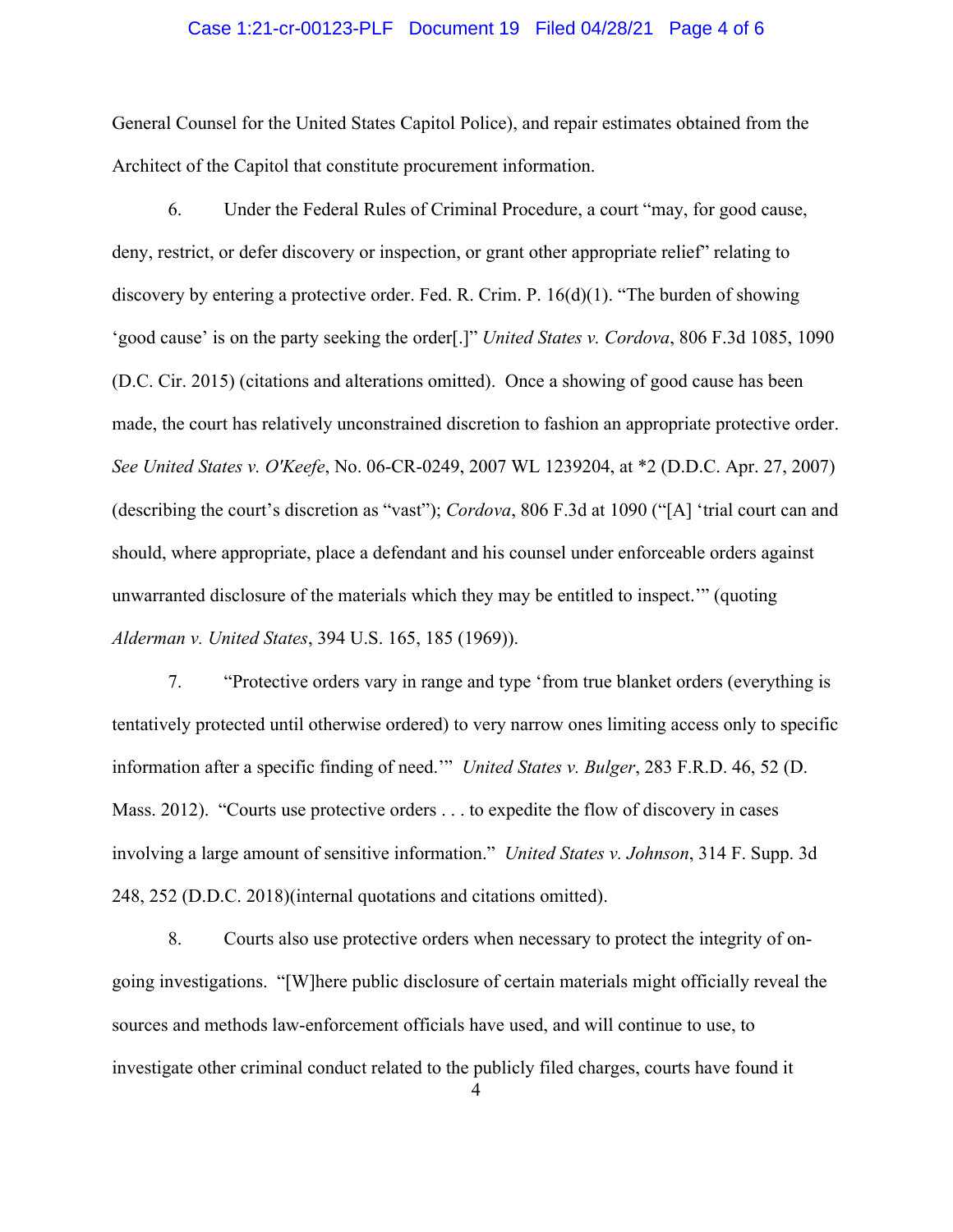General Counsel for the United States Capitol Police), and repair estimates obtained from the Architect of the Capitol that constitute procurement information.

6. Under the Federal Rules of Criminal Procedure, a court "may, for good cause, deny, restrict, or defer discovery or inspection, or grant other appropriate relief" relating to discovery by entering a protective order. Fed. R. Crim. P. 16(d)(1). "The burden of showing 'good cause' is on the party seeking the order[.]" *United States v. Cordova*, 806 F.3d 1085, 1090 (D.C. Cir. 2015) (citations and alterations omitted). Once a showing of good cause has been made, the court has relatively unconstrained discretion to fashion an appropriate protective order. *See United States v. O'Keefe*, No. 06-CR-0249, 2007 WL 1239204, at *2 (D.D.C. Apr. 27, 2007) (describing the court's discretion as "vast"); *Cordova*, 806 F.3d at 1090 ("[A] 'trial court can and should, where appropriate, place a defendant and his counsel under enforceable orders against unwarranted disclosure of the materials which they may be entitled to inspect.'" (quoting *Alderman v. United States*, 394 U.S. 165, 185 (1969)).

7. "Protective orders vary in range and type 'from true blanket orders (everything is tentatively protected until otherwise ordered) to very narrow ones limiting access only to specific information after a specific finding of need.'" *United States v. Bulger*, 283 F.R.D. 46, 52 (D. Mass. 2012). "Courts use protective orders . . . to expedite the flow of discovery in cases involving a large amount of sensitive information." *United States v. Johnson*, 314 F. Supp. 3d 248, 252 (D.D.C. 2018)(internal quotations and citations omitted).

8. Courts also use protective orders when necessary to protect the integrity of on-going investigations. "[W]here public disclosure of certain materials might officially reveal the sources and methods law-enforcement officials have used, and will continue to use, to investigate other criminal conduct related to the publicly filed charges, courts have found it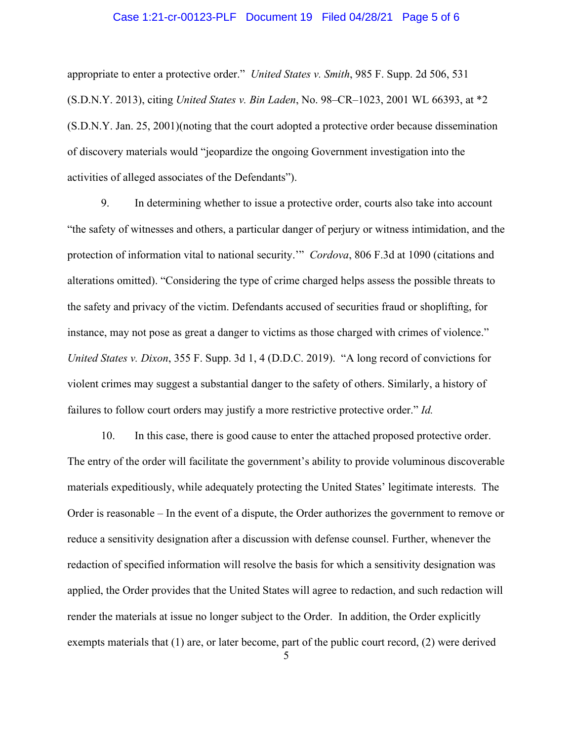appropriate to enter a protective order." *United States v. Smith*, 985 F. Supp. 2d 506, 531 (S.D.N.Y. 2013), citing *United States v. Bin Laden*, No. 98–CR–1023, 2001 WL 66393, at *2 (S.D.N.Y. Jan. 25, 2001)(noting that the court adopted a protective order because dissemination of discovery materials would "jeopardize the ongoing Government investigation into the activities of alleged associates of the Defendants").

9. In determining whether to issue a protective order, courts also take into account "the safety of witnesses and others, a particular danger of perjury or witness intimidation, and the protection of information vital to national security.'" *Cordova*, 806 F.3d at 1090 (citations and alterations omitted). "Considering the type of crime charged helps assess the possible threats to the safety and privacy of the victim. Defendants accused of securities fraud or shoplifting, for instance, may not pose as great a danger to victims as those charged with crimes of violence." *United States v. Dixon*, 355 F. Supp. 3d 1, 4 (D.D.C. 2019). "A long record of convictions for violent crimes may suggest a substantial danger to the safety of others. Similarly, a history of failures to follow court orders may justify a more restrictive protective order." *Id.*

10. In this case, there is good cause to enter the attached proposed protective order. The entry of the order will facilitate the government's ability to provide voluminous discoverable materials expeditiously, while adequately protecting the United States' legitimate interests. The Order is reasonable – In the event of a dispute, the Order authorizes the government to remove or reduce a sensitivity designation after a discussion with defense counsel. Further, whenever the redaction of specified information will resolve the basis for which a sensitivity designation was applied, the Order provides that the United States will agree to redaction, and such redaction will render the materials at issue no longer subject to the Order. In addition, the Order explicitly exempts materials that (1) are, or later become, part of the public court record, (2) were derived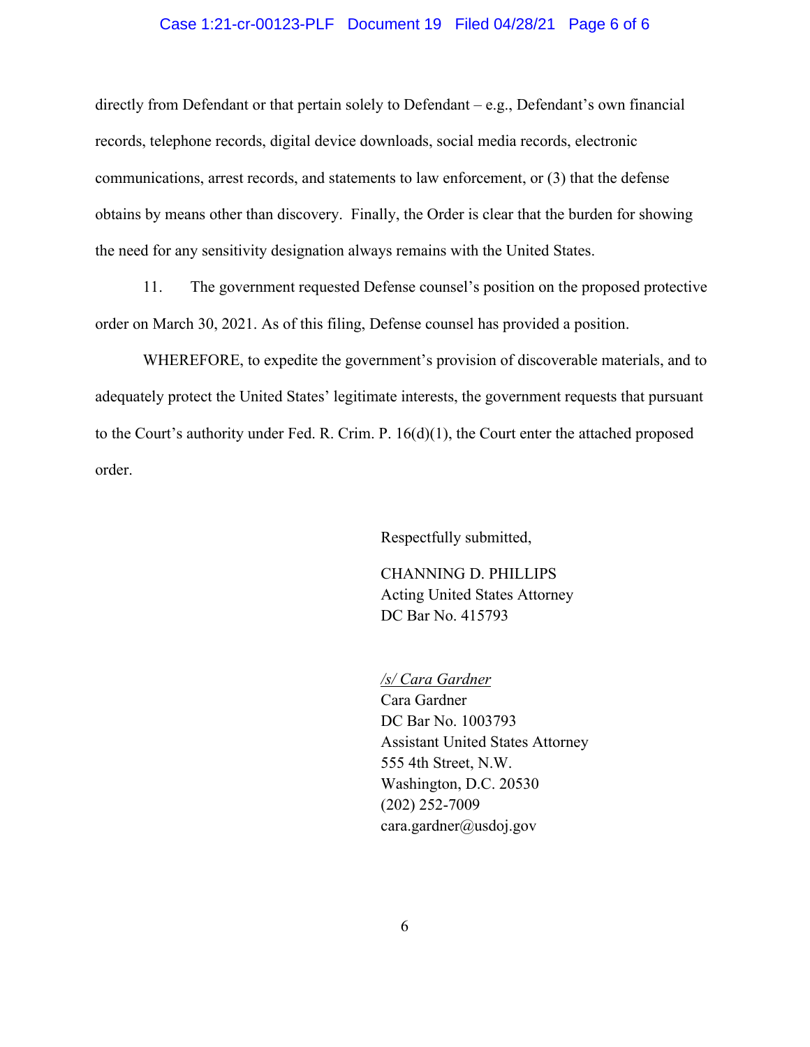directly from Defendant or that pertain solely to Defendant – e.g., Defendant's own financial records, telephone records, digital device downloads, social media records, electronic communications, arrest records, and statements to law enforcement, or (3) that the defense obtains by means other than discovery. Finally, the Order is clear that the burden for showing the need for any sensitivity designation always remains with the United States.

11. The government requested Defense counsel's position on the proposed protective order on March 30, 2021. As of this filing, Defense counsel has provided a position.

WHEREFORE, to expedite the government's provision of discoverable materials, and to adequately protect the United States' legitimate interests, the government requests that pursuant to the Court's authority under Fed. R. Crim. P. 16(d)(1), the Court enter the attached proposed order.

Respectfully submitted,

CHANNING D. PHILLIPS
Acting United States Attorney
DC Bar No. 415793

*/s/ Cara Gardner*
Cara Gardner
DC Bar No. 1003793
Assistant United States Attorney
555 4th Street, N.W.
Washington, D.C. 20530
(202) 252-7009
cara.gardner@usdoj.gov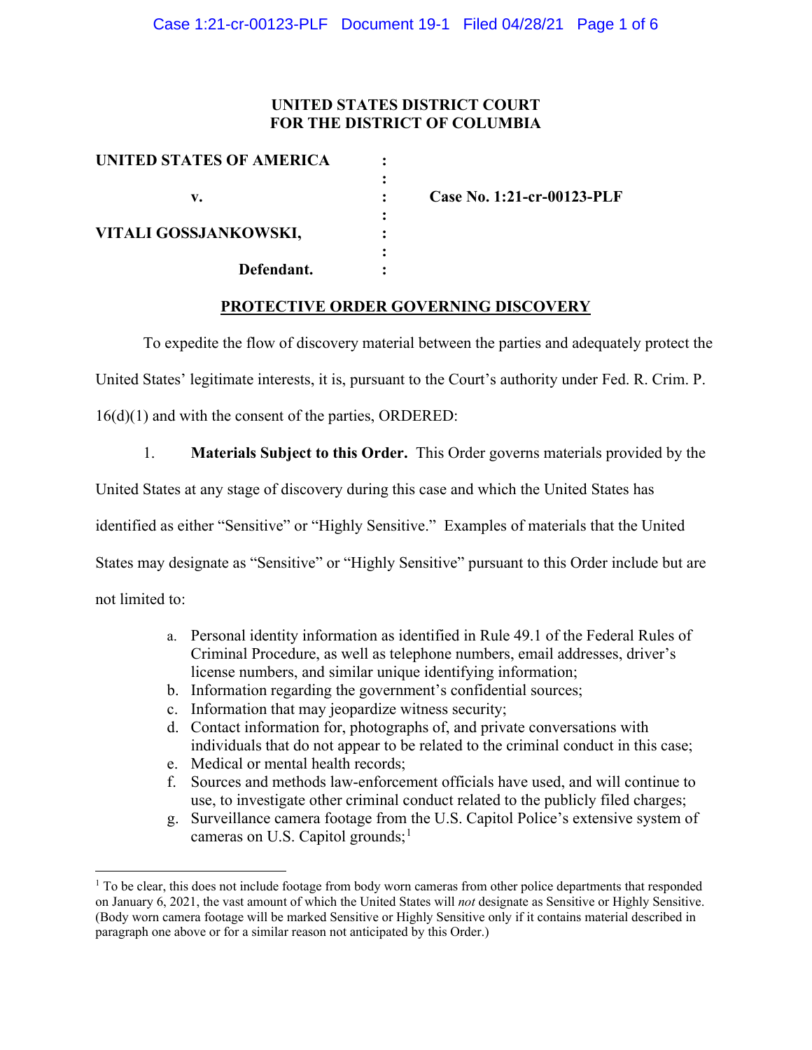**UNITED STATES DISTRICT COURT**
**FOR THE DISTRICT OF COLUMBIA**

| | | |
|---|---|---|
| **UNITED STATES OF AMERICA** | : | |
| | : | |
| **v.** | : | **Case No. 1:21-cr-00123-PLF** |
| | : | |
| **VITALI GOSSJANKOWSKI,** | : | |
| | : | |
| **Defendant.** | : | |

## PROTECTIVE ORDER GOVERNING DISCOVERY

To expedite the flow of discovery material between the parties and adequately protect the United States' legitimate interests, it is, pursuant to the Court's authority under Fed. R. Crim. P. 16(d)(1) and with the consent of the parties, ORDERED:

1. **Materials Subject to this Order.** This Order governs materials provided by the United States at any stage of discovery during this case and which the United States has identified as either "Sensitive" or "Highly Sensitive." Examples of materials that the United States may designate as "Sensitive" or "Highly Sensitive" pursuant to this Order include but are not limited to:

   a. Personal identity information as identified in Rule 49.1 of the Federal Rules of Criminal Procedure, as well as telephone numbers, email addresses, driver's license numbers, and similar unique identifying information;
   b. Information regarding the government's confidential sources;
   c. Information that may jeopardize witness security;
   d. Contact information for, photographs of, and private conversations with individuals that do not appear to be related to the criminal conduct in this case;
   e. Medical or mental health records;
   f. Sources and methods law-enforcement officials have used, and will continue to use, to investigate other criminal conduct related to the publicly filed charges;
   g. Surveillance camera footage from the U.S. Capitol Police's extensive system of cameras on U.S. Capitol grounds;[1]

[1] To be clear, this does not include footage from body worn cameras from other police departments that responded on January 6, 2021, the vast amount of which the United States will *not* designate as Sensitive or Highly Sensitive. (Body worn camera footage will be marked Sensitive or Highly Sensitive only if it contains material described in paragraph one above or for a similar reason not anticipated by this Order.)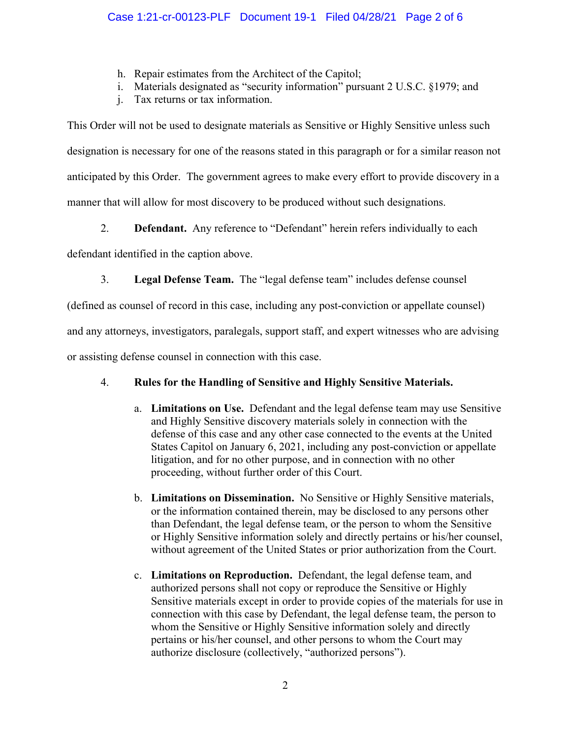h. Repair estimates from the Architect of the Capitol;
i. Materials designated as "security information" pursuant 2 U.S.C. §1979; and
j. Tax returns or tax information.

This Order will not be used to designate materials as Sensitive or Highly Sensitive unless such designation is necessary for one of the reasons stated in this paragraph or for a similar reason not anticipated by this Order. The government agrees to make every effort to provide discovery in a manner that will allow for most discovery to be produced without such designations.

2. **Defendant.** Any reference to "Defendant" herein refers individually to each defendant identified in the caption above.

3. **Legal Defense Team.** The "legal defense team" includes defense counsel (defined as counsel of record in this case, including any post-conviction or appellate counsel) and any attorneys, investigators, paralegals, support staff, and expert witnesses who are advising or assisting defense counsel in connection with this case.

4. **Rules for the Handling of Sensitive and Highly Sensitive Materials.**

   a. **Limitations on Use.** Defendant and the legal defense team may use Sensitive and Highly Sensitive discovery materials solely in connection with the defense of this case and any other case connected to the events at the United States Capitol on January 6, 2021, including any post-conviction or appellate litigation, and for no other purpose, and in connection with no other proceeding, without further order of this Court.

   b. **Limitations on Dissemination.** No Sensitive or Highly Sensitive materials, or the information contained therein, may be disclosed to any persons other than Defendant, the legal defense team, or the person to whom the Sensitive or Highly Sensitive information solely and directly pertains or his/her counsel, without agreement of the United States or prior authorization from the Court.

   c. **Limitations on Reproduction.** Defendant, the legal defense team, and authorized persons shall not copy or reproduce the Sensitive or Highly Sensitive materials except in order to provide copies of the materials for use in connection with this case by Defendant, the legal defense team, the person to whom the Sensitive or Highly Sensitive information solely and directly pertains or his/her counsel, and other persons to whom the Court may authorize disclosure (collectively, "authorized persons").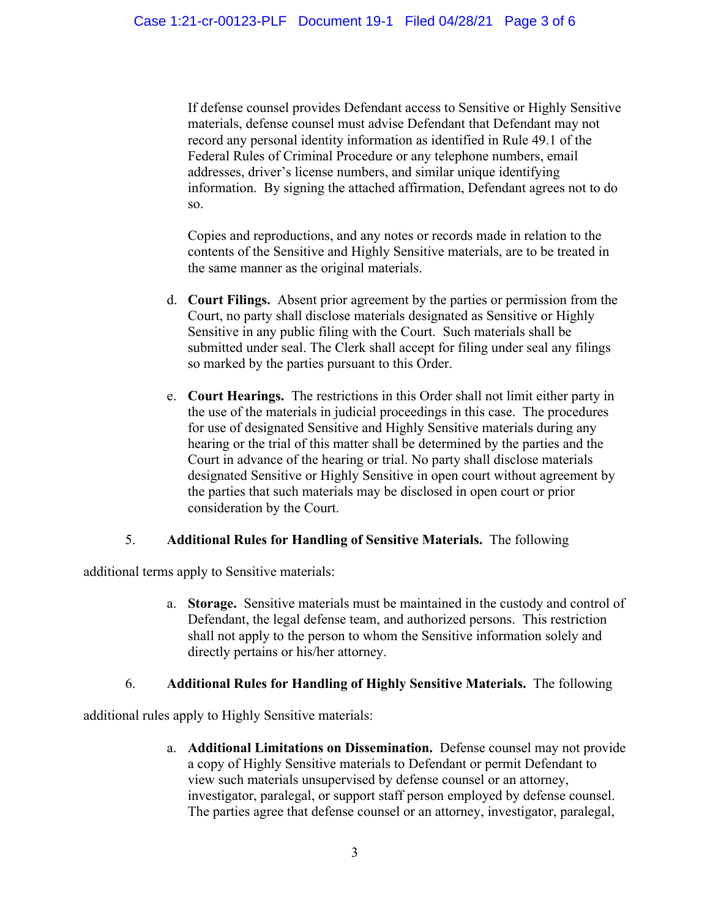If defense counsel provides Defendant access to Sensitive or Highly Sensitive materials, defense counsel must advise Defendant that Defendant may not record any personal identity information as identified in Rule 49.1 of the Federal Rules of Criminal Procedure or any telephone numbers, email addresses, driver's license numbers, and similar unique identifying information. By signing the attached affirmation, Defendant agrees not to do so.

Copies and reproductions, and any notes or records made in relation to the contents of the Sensitive and Highly Sensitive materials, are to be treated in the same manner as the original materials.

d. **Court Filings.** Absent prior agreement by the parties or permission from the Court, no party shall disclose materials designated as Sensitive or Highly Sensitive in any public filing with the Court. Such materials shall be submitted under seal. The Clerk shall accept for filing under seal any filings so marked by the parties pursuant to this Order.

e. **Court Hearings.** The restrictions in this Order shall not limit either party in the use of the materials in judicial proceedings in this case. The procedures for use of designated Sensitive and Highly Sensitive materials during any hearing or the trial of this matter shall be determined by the parties and the Court in advance of the hearing or trial. No party shall disclose materials designated Sensitive or Highly Sensitive in open court without agreement by the parties that such materials may be disclosed in open court or prior consideration by the Court.

5. **Additional Rules for Handling of Sensitive Materials.** The following additional terms apply to Sensitive materials:

a. **Storage.** Sensitive materials must be maintained in the custody and control of Defendant, the legal defense team, and authorized persons. This restriction shall not apply to the person to whom the Sensitive information solely and directly pertains or his/her attorney.

6. **Additional Rules for Handling of Highly Sensitive Materials.** The following additional rules apply to Highly Sensitive materials:

a. **Additional Limitations on Dissemination.** Defense counsel may not provide a copy of Highly Sensitive materials to Defendant or permit Defendant to view such materials unsupervised by defense counsel or an attorney, investigator, paralegal, or support staff person employed by defense counsel. The parties agree that defense counsel or an attorney, investigator, paralegal,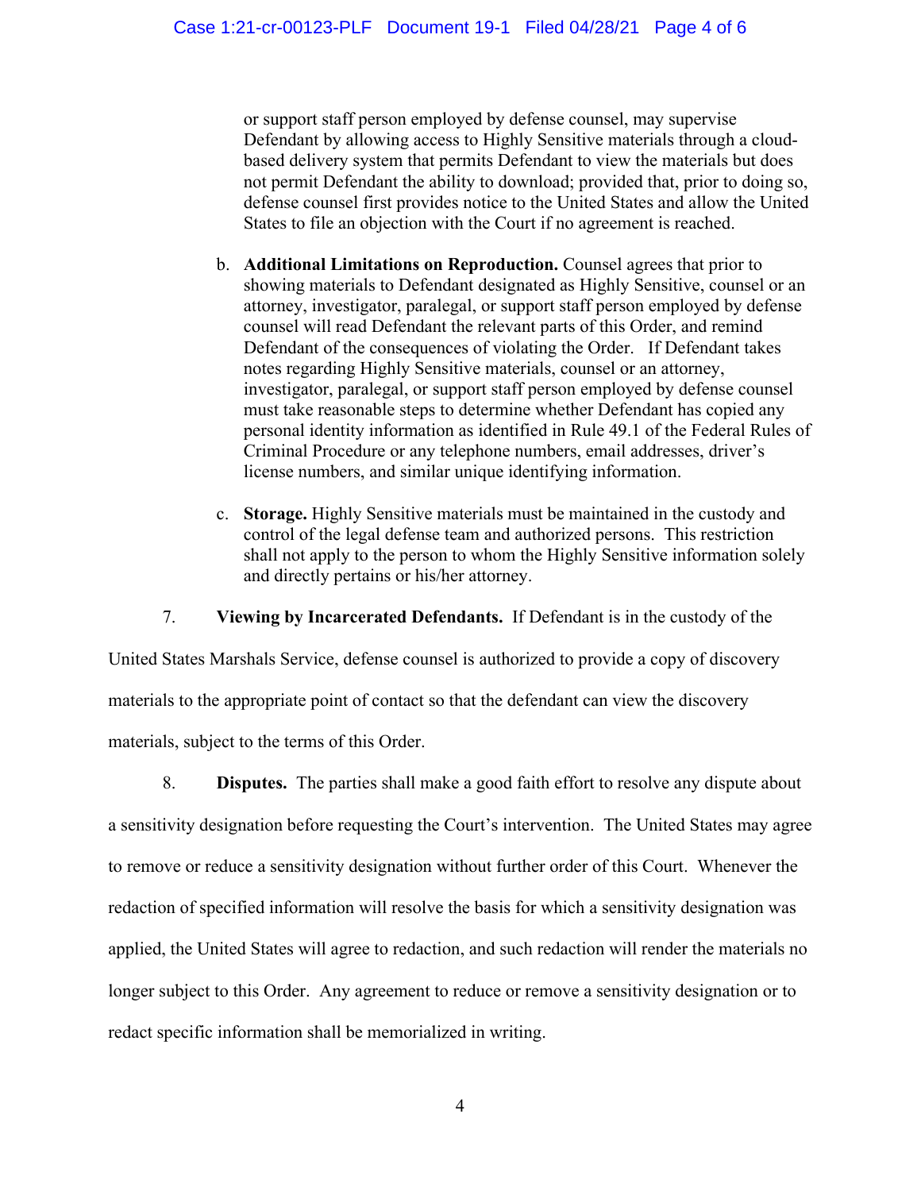or support staff person employed by defense counsel, may supervise Defendant by allowing access to Highly Sensitive materials through a cloud-based delivery system that permits Defendant to view the materials but does not permit Defendant the ability to download; provided that, prior to doing so, defense counsel first provides notice to the United States and allow the United States to file an objection with the Court if no agreement is reached.

b. **Additional Limitations on Reproduction.** Counsel agrees that prior to showing materials to Defendant designated as Highly Sensitive, counsel or an attorney, investigator, paralegal, or support staff person employed by defense counsel will read Defendant the relevant parts of this Order, and remind Defendant of the consequences of violating the Order. If Defendant takes notes regarding Highly Sensitive materials, counsel or an attorney, investigator, paralegal, or support staff person employed by defense counsel must take reasonable steps to determine whether Defendant has copied any personal identity information as identified in Rule 49.1 of the Federal Rules of Criminal Procedure or any telephone numbers, email addresses, driver's license numbers, and similar unique identifying information.

c. **Storage.** Highly Sensitive materials must be maintained in the custody and control of the legal defense team and authorized persons. This restriction shall not apply to the person to whom the Highly Sensitive information solely and directly pertains or his/her attorney.

7. **Viewing by Incarcerated Defendants.** If Defendant is in the custody of the United States Marshals Service, defense counsel is authorized to provide a copy of discovery materials to the appropriate point of contact so that the defendant can view the discovery materials, subject to the terms of this Order.

8. **Disputes.** The parties shall make a good faith effort to resolve any dispute about a sensitivity designation before requesting the Court's intervention. The United States may agree to remove or reduce a sensitivity designation without further order of this Court. Whenever the redaction of specified information will resolve the basis for which a sensitivity designation was applied, the United States will agree to redaction, and such redaction will render the materials no longer subject to this Order. Any agreement to reduce or remove a sensitivity designation or to redact specific information shall be memorialized in writing.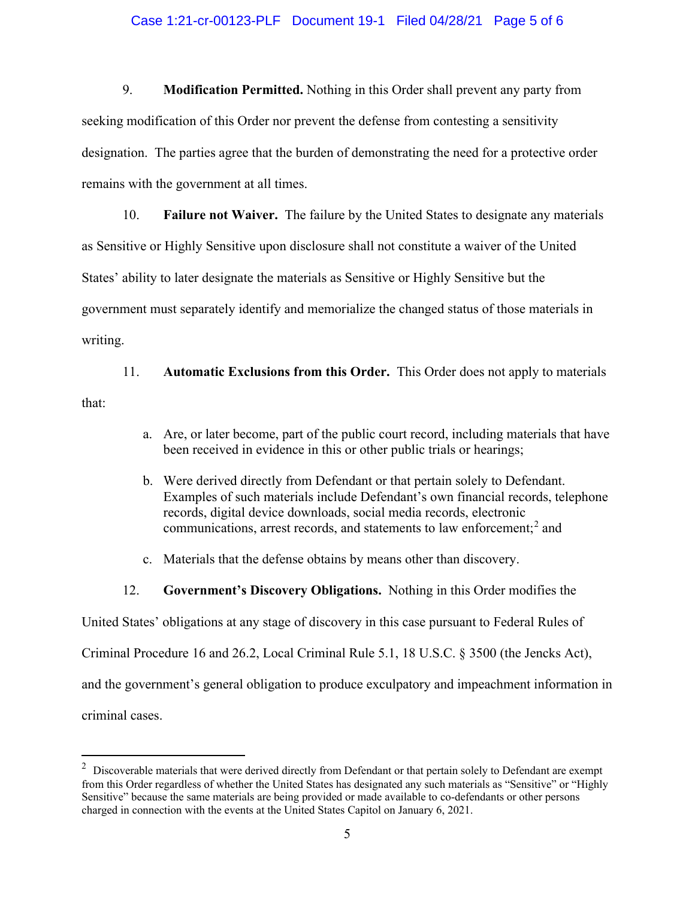9. **Modification Permitted.** Nothing in this Order shall prevent any party from seeking modification of this Order nor prevent the defense from contesting a sensitivity designation. The parties agree that the burden of demonstrating the need for a protective order remains with the government at all times.

10. **Failure not Waiver.** The failure by the United States to designate any materials as Sensitive or Highly Sensitive upon disclosure shall not constitute a waiver of the United States' ability to later designate the materials as Sensitive or Highly Sensitive but the government must separately identify and memorialize the changed status of those materials in writing.

11. **Automatic Exclusions from this Order.** This Order does not apply to materials that:

a. Are, or later become, part of the public court record, including materials that have been received in evidence in this or other public trials or hearings;

b. Were derived directly from Defendant or that pertain solely to Defendant. Examples of such materials include Defendant's own financial records, telephone records, digital device downloads, social media records, electronic communications, arrest records, and statements to law enforcement;[2] and

c. Materials that the defense obtains by means other than discovery.

12. **Government's Discovery Obligations.** Nothing in this Order modifies the United States' obligations at any stage of discovery in this case pursuant to Federal Rules of Criminal Procedure 16 and 26.2, Local Criminal Rule 5.1, 18 U.S.C. § 3500 (the Jencks Act), and the government's general obligation to produce exculpatory and impeachment information in criminal cases.

---

[2] Discoverable materials that were derived directly from Defendant or that pertain solely to Defendant are exempt from this Order regardless of whether the United States has designated any such materials as "Sensitive" or "Highly Sensitive" because the same materials are being provided or made available to co-defendants or other persons charged in connection with the events at the United States Capitol on January 6, 2021.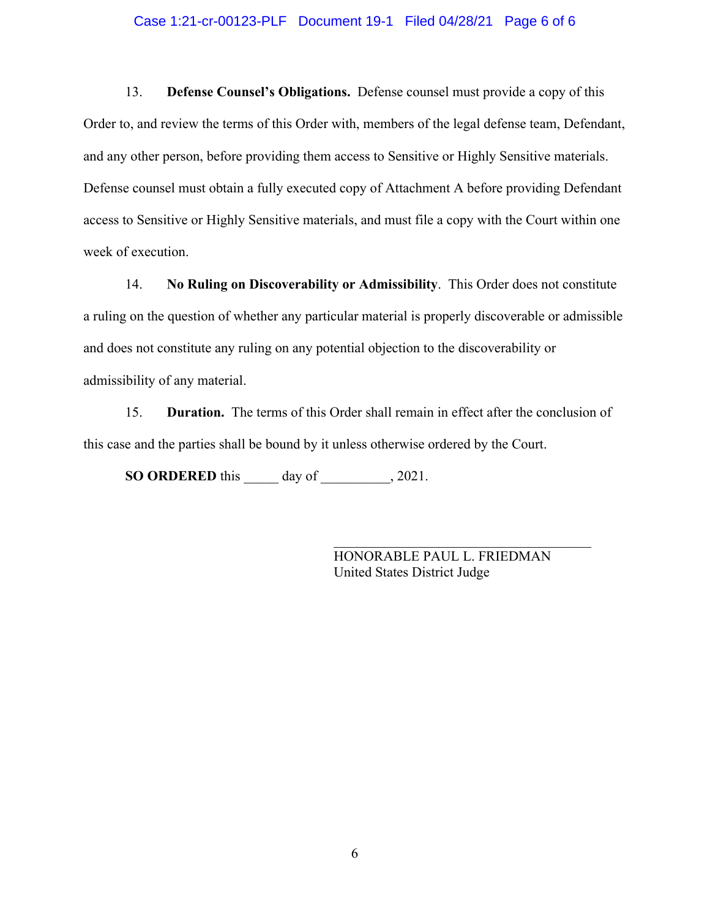13. **Defense Counsel's Obligations.** Defense counsel must provide a copy of this Order to, and review the terms of this Order with, members of the legal defense team, Defendant, and any other person, before providing them access to Sensitive or Highly Sensitive materials. Defense counsel must obtain a fully executed copy of Attachment A before providing Defendant access to Sensitive or Highly Sensitive materials, and must file a copy with the Court within one week of execution.

14. **No Ruling on Discoverability or Admissibility**. This Order does not constitute a ruling on the question of whether any particular material is properly discoverable or admissible and does not constitute any ruling on any potential objection to the discoverability or admissibility of any material.

15. **Duration.** The terms of this Order shall remain in effect after the conclusion of this case and the parties shall be bound by it unless otherwise ordered by the Court.

**SO ORDERED** this _____ day of __________, 2021.

\_\_\_\_\_\_\_\_\_\_\_\_\_\_\_\_\_\_\_\_\_\_\_\_\_\_\_\_\_\_\_\_\_\_\_\_\_\_\_\_\_\_\_\_
HONORABLE PAUL L. FRIEDMAN
United States District Judge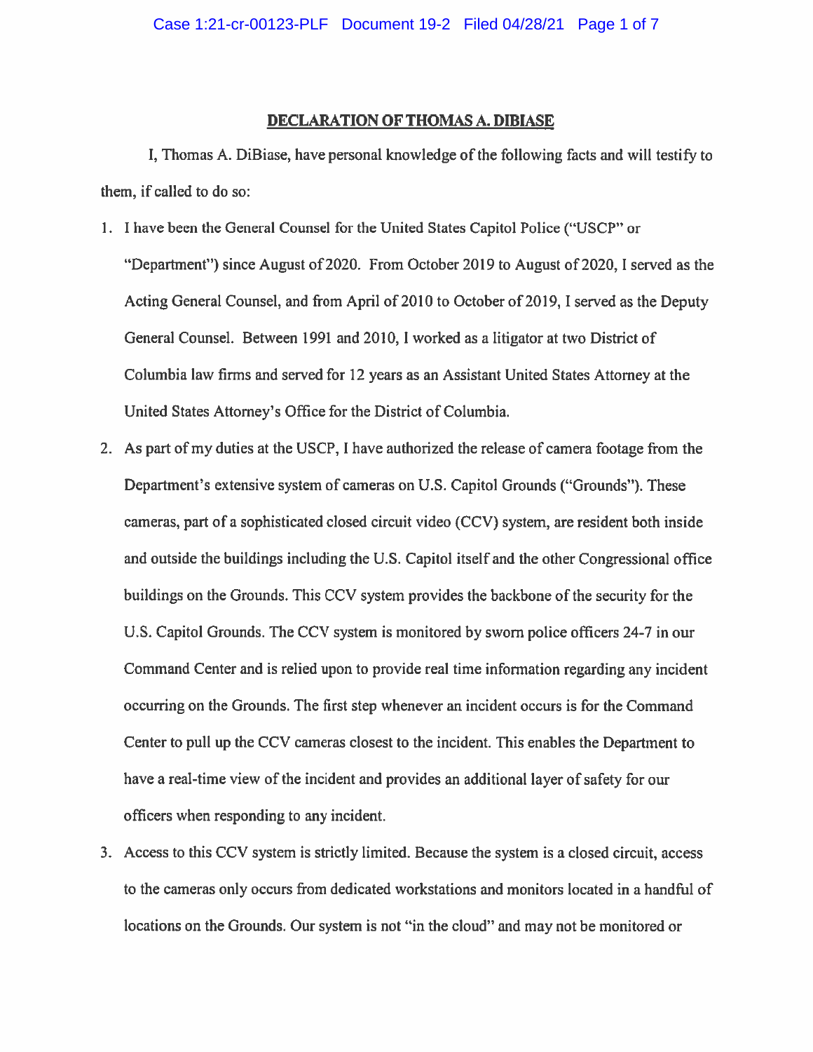# DECLARATION OF THOMAS A. DIBIASE

I, Thomas A. DiBiase, have personal knowledge of the following facts and will testify to them, if called to do so:

1. I have been the General Counsel for the United States Capitol Police ("USCP" or "Department") since August of 2020. From October 2019 to August of 2020, I served as the Acting General Counsel, and from April of 2010 to October of 2019, I served as the Deputy General Counsel. Between 1991 and 2010, I worked as a litigator at two District of Columbia law firms and served for 12 years as an Assistant United States Attorney at the United States Attorney's Office for the District of Columbia.
2. As part of my duties at the USCP, I have authorized the release of camera footage from the Department's extensive system of cameras on U.S. Capitol Grounds ("Grounds"). These cameras, part of a sophisticated closed circuit video (CCV) system, are resident both inside and outside the buildings including the U.S. Capitol itself and the other Congressional office buildings on the Grounds. This CCV system provides the backbone of the security for the U.S. Capitol Grounds. The CCV system is monitored by sworn police officers 24-7 in our Command Center and is relied upon to provide real time information regarding any incident occurring on the Grounds. The first step whenever an incident occurs is for the Command Center to pull up the CCV cameras closest to the incident. This enables the Department to have a real-time view of the incident and provides an additional layer of safety for our officers when responding to any incident.
3. Access to this CCV system is strictly limited. Because the system is a closed circuit, access to the cameras only occurs from dedicated workstations and monitors located in a handful of locations on the Grounds. Our system is not "in the cloud" and may not be monitored or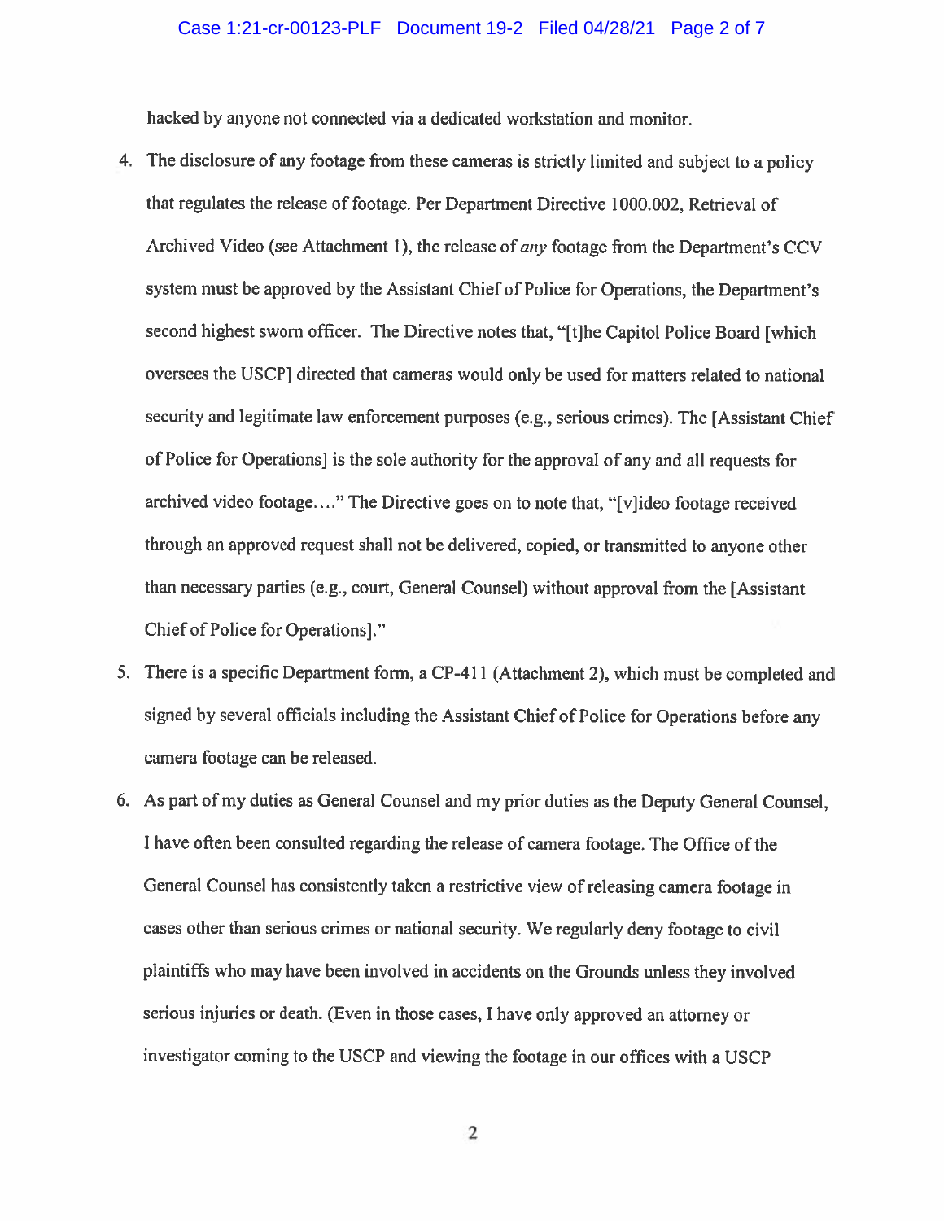hacked by anyone not connected via a dedicated workstation and monitor.

4. The disclosure of any footage from these cameras is strictly limited and subject to a policy that regulates the release of footage. Per Department Directive 1000.002, Retrieval of Archived Video (see Attachment 1), the release of *any* footage from the Department's CCV system must be approved by the Assistant Chief of Police for Operations, the Department's second highest sworn officer. The Directive notes that, "[t]he Capitol Police Board [which oversees the USCP] directed that cameras would only be used for matters related to national security and legitimate law enforcement purposes (e.g., serious crimes). The [Assistant Chief of Police for Operations] is the sole authority for the approval of any and all requests for archived video footage…." The Directive goes on to note that, "[v]ideo footage received through an approved request shall not be delivered, copied, or transmitted to anyone other than necessary parties (e.g., court, General Counsel) without approval from the [Assistant Chief of Police for Operations]."

5. There is a specific Department form, a CP-411 (Attachment 2), which must be completed and signed by several officials including the Assistant Chief of Police for Operations before any camera footage can be released.

6. As part of my duties as General Counsel and my prior duties as the Deputy General Counsel, I have often been consulted regarding the release of camera footage. The Office of the General Counsel has consistently taken a restrictive view of releasing camera footage in cases other than serious crimes or national security. We regularly deny footage to civil plaintiffs who may have been involved in accidents on the Grounds unless they involved serious injuries or death. (Even in those cases, I have only approved an attorney or investigator coming to the USCP and viewing the footage in our offices with a USCP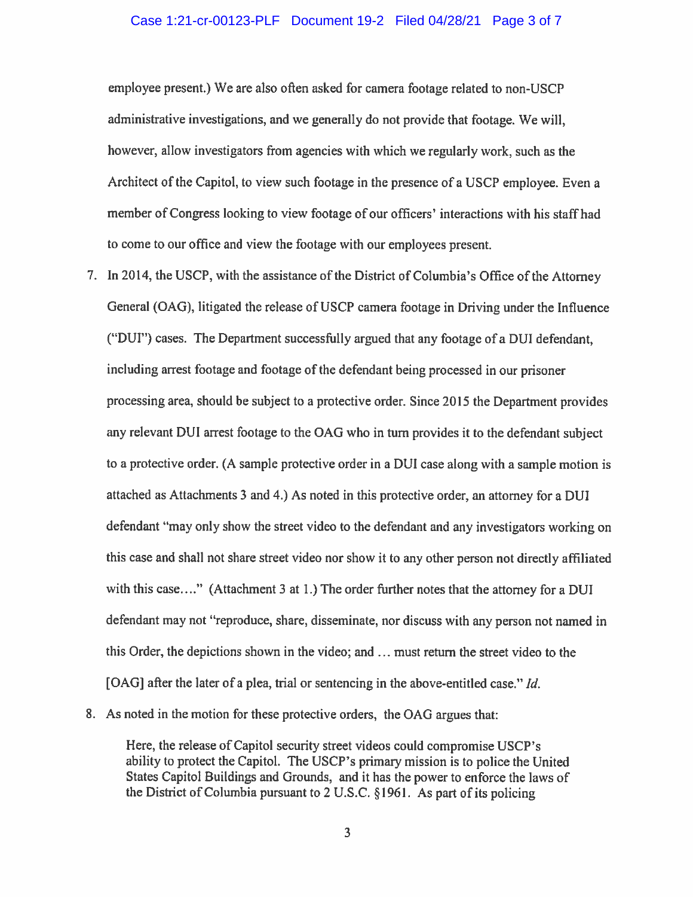employee present.) We are also often asked for camera footage related to non-USCP administrative investigations, and we generally do not provide that footage. We will, however, allow investigators from agencies with which we regularly work, such as the Architect of the Capitol, to view such footage in the presence of a USCP employee. Even a member of Congress looking to view footage of our officers' interactions with his staff had to come to our office and view the footage with our employees present.

7. In 2014, the USCP, with the assistance of the District of Columbia's Office of the Attorney General (OAG), litigated the release of USCP camera footage in Driving under the Influence ("DUI") cases. The Department successfully argued that any footage of a DUI defendant, including arrest footage and footage of the defendant being processed in our prisoner processing area, should be subject to a protective order. Since 2015 the Department provides any relevant DUI arrest footage to the OAG who in turn provides it to the defendant subject to a protective order. (A sample protective order in a DUI case along with a sample motion is attached as Attachments 3 and 4.) As noted in this protective order, an attorney for a DUI defendant "may only show the street video to the defendant and any investigators working on this case and shall not share street video nor show it to any other person not directly affiliated with this case…." (Attachment 3 at 1.) The order further notes that the attorney for a DUI defendant may not "reproduce, share, disseminate, nor discuss with any person not named in this Order, the depictions shown in the video; and … must return the street video to the [OAG] after the later of a plea, trial or sentencing in the above-entitled case." *Id.*

8. As noted in the motion for these protective orders, the OAG argues that:

> Here, the release of Capitol security street videos could compromise USCP's ability to protect the Capitol. The USCP's primary mission is to police the United States Capitol Buildings and Grounds, and it has the power to enforce the laws of the District of Columbia pursuant to 2 U.S.C. §1961. As part of its policing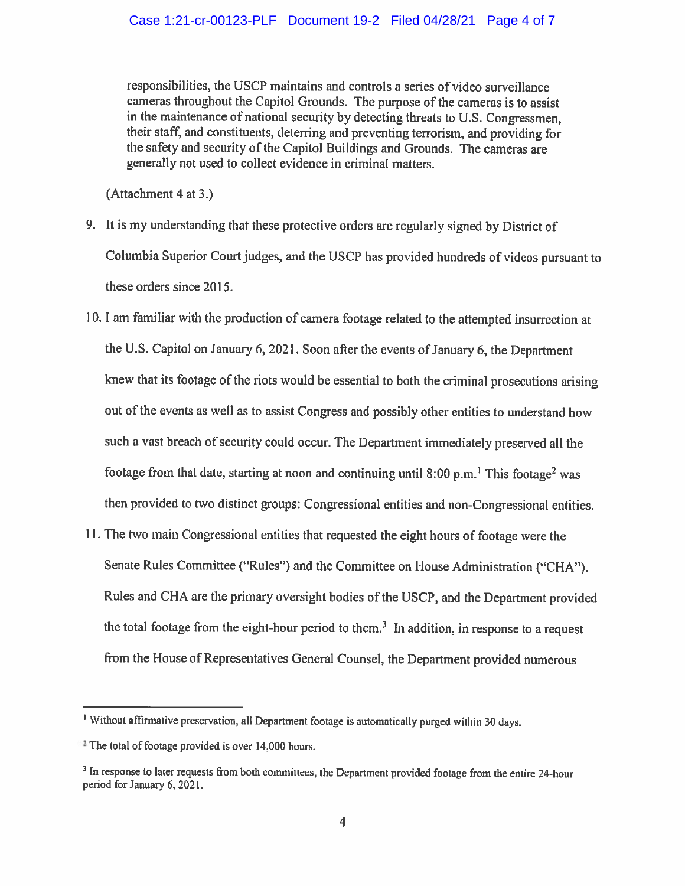responsibilities, the USCP maintains and controls a series of video surveillance cameras throughout the Capitol Grounds. The purpose of the cameras is to assist in the maintenance of national security by detecting threats to U.S. Congressmen, their staff, and constituents, deterring and preventing terrorism, and providing for the safety and security of the Capitol Buildings and Grounds. The cameras are generally not used to collect evidence in criminal matters.

(Attachment 4 at 3.)

9. It is my understanding that these protective orders are regularly signed by District of Columbia Superior Court judges, and the USCP has provided hundreds of videos pursuant to these orders since 2015.

10. I am familiar with the production of camera footage related to the attempted insurrection at the U.S. Capitol on January 6, 2021. Soon after the events of January 6, the Department knew that its footage of the riots would be essential to both the criminal prosecutions arising out of the events as well as to assist Congress and possibly other entities to understand how such a vast breach of security could occur. The Department immediately preserved all the footage from that date, starting at noon and continuing until 8:00 p.m.[1] This footage[2] was then provided to two distinct groups: Congressional entities and non-Congressional entities.

11. The two main Congressional entities that requested the eight hours of footage were the Senate Rules Committee ("Rules") and the Committee on House Administration ("CHA"). Rules and CHA are the primary oversight bodies of the USCP, and the Department provided the total footage from the eight-hour period to them.[3] In addition, in response to a request from the House of Representatives General Counsel, the Department provided numerous

[1] Without affirmative preservation, all Department footage is automatically purged within 30 days.

[2] The total of footage provided is over 14,000 hours.

[3] In response to later requests from both committees, the Department provided footage from the entire 24-hour period for January 6, 2021.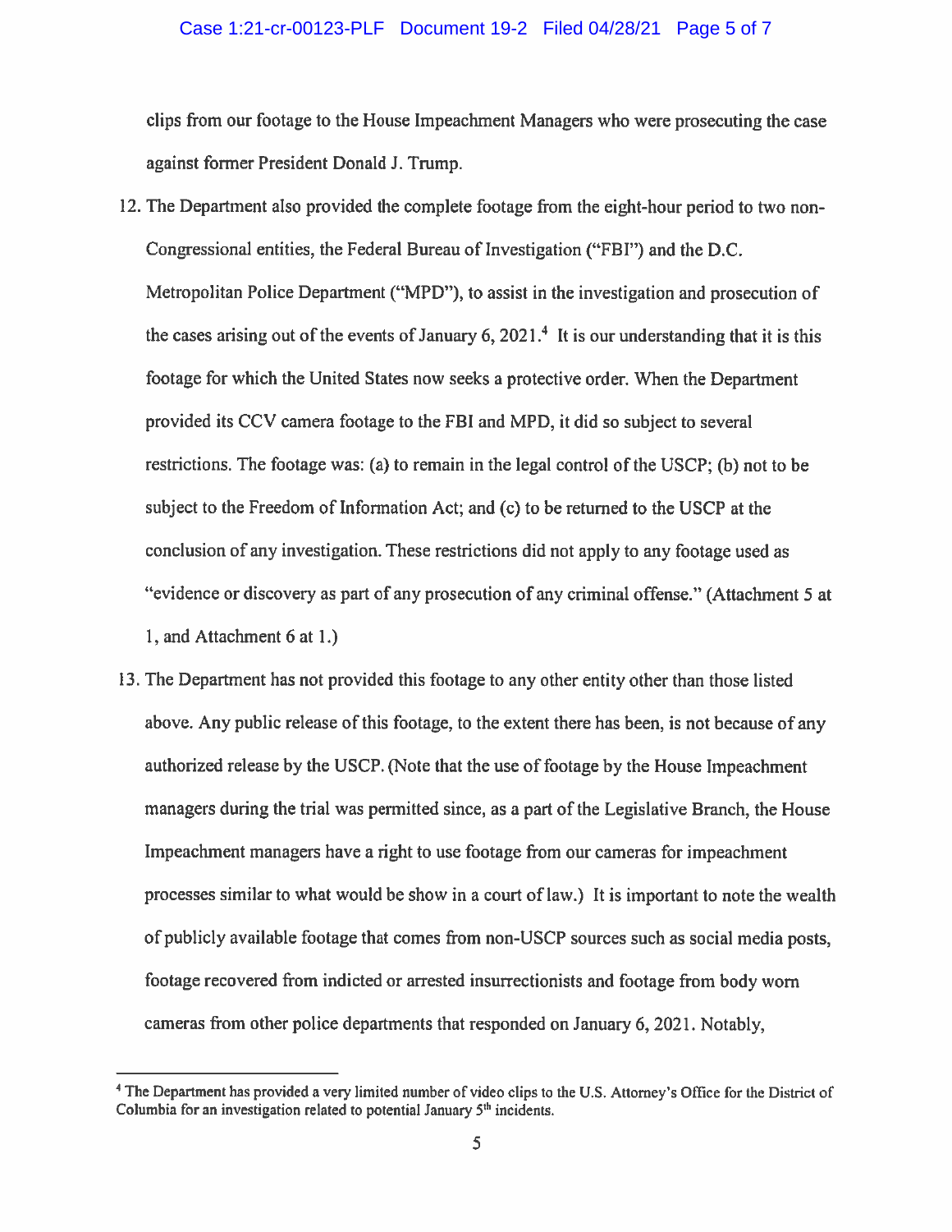clips from our footage to the House Impeachment Managers who were prosecuting the case against former President Donald J. Trump.

12. The Department also provided the complete footage from the eight-hour period to two non-Congressional entities, the Federal Bureau of Investigation ("FBI") and the D.C. Metropolitan Police Department ("MPD"), to assist in the investigation and prosecution of the cases arising out of the events of January 6, 2021.[4] It is our understanding that it is this footage for which the United States now seeks a protective order. When the Department provided its CCV camera footage to the FBI and MPD, it did so subject to several restrictions. The footage was: (a) to remain in the legal control of the USCP; (b) not to be subject to the Freedom of Information Act; and (c) to be returned to the USCP at the conclusion of any investigation. These restrictions did not apply to any footage used as "evidence or discovery as part of any prosecution of any criminal offense." (Attachment 5 at 1, and Attachment 6 at 1.)

13. The Department has not provided this footage to any other entity other than those listed above. Any public release of this footage, to the extent there has been, is not because of any authorized release by the USCP. (Note that the use of footage by the House Impeachment managers during the trial was permitted since, as a part of the Legislative Branch, the House Impeachment managers have a right to use footage from our cameras for impeachment processes similar to what would be show in a court of law.) It is important to note the wealth of publicly available footage that comes from non-USCP sources such as social media posts, footage recovered from indicted or arrested insurrectionists and footage from body worn cameras from other police departments that responded on January 6, 2021. Notably,

[4] The Department has provided a very limited number of video clips to the U.S. Attorney's Office for the District of Columbia for an investigation related to potential January 5th incidents.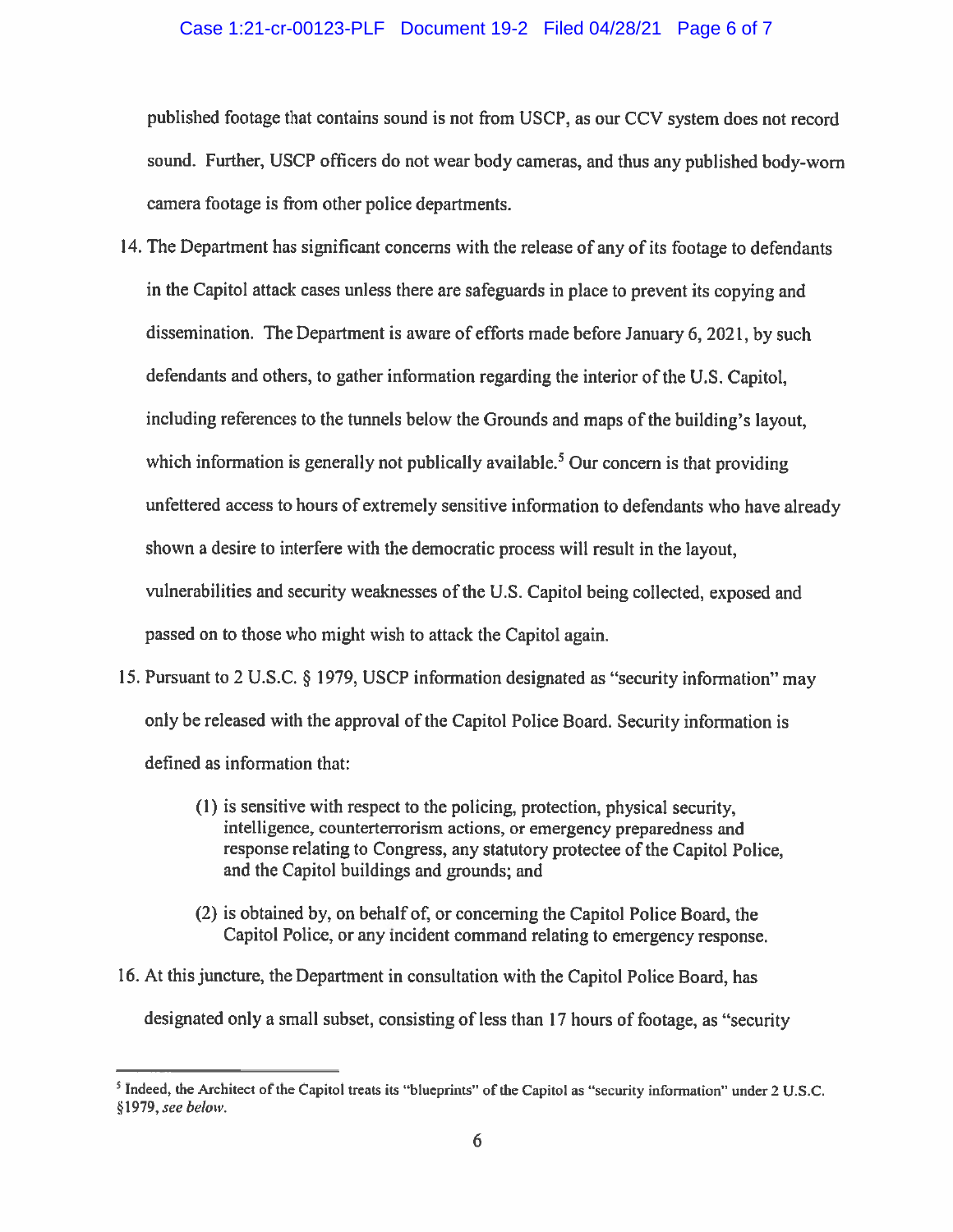published footage that contains sound is not from USCP, as our CCV system does not record sound. Further, USCP officers do not wear body cameras, and thus any published body-worn camera footage is from other police departments.

14. The Department has significant concerns with the release of any of its footage to defendants in the Capitol attack cases unless there are safeguards in place to prevent its copying and dissemination. The Department is aware of efforts made before January 6, 2021, by such defendants and others, to gather information regarding the interior of the U.S. Capitol, including references to the tunnels below the Grounds and maps of the building's layout, which information is generally not publically available.[5] Our concern is that providing unfettered access to hours of extremely sensitive information to defendants who have already shown a desire to interfere with the democratic process will result in the layout, vulnerabilities and security weaknesses of the U.S. Capitol being collected, exposed and passed on to those who might wish to attack the Capitol again.

15. Pursuant to 2 U.S.C. § 1979, USCP information designated as "security information" may only be released with the approval of the Capitol Police Board. Security information is defined as information that:

    (1) is sensitive with respect to the policing, protection, physical security, intelligence, counterterrorism actions, or emergency preparedness and response relating to Congress, any statutory protectee of the Capitol Police, and the Capitol buildings and grounds; and

    (2) is obtained by, on behalf of, or concerning the Capitol Police Board, the Capitol Police, or any incident command relating to emergency response.

16. At this juncture, the Department in consultation with the Capitol Police Board, has designated only a small subset, consisting of less than 17 hours of footage, as "security

[5] Indeed, the Architect of the Capitol treats its "blueprints" of the Capitol as "security information" under 2 U.S.C. §1979, *see below*.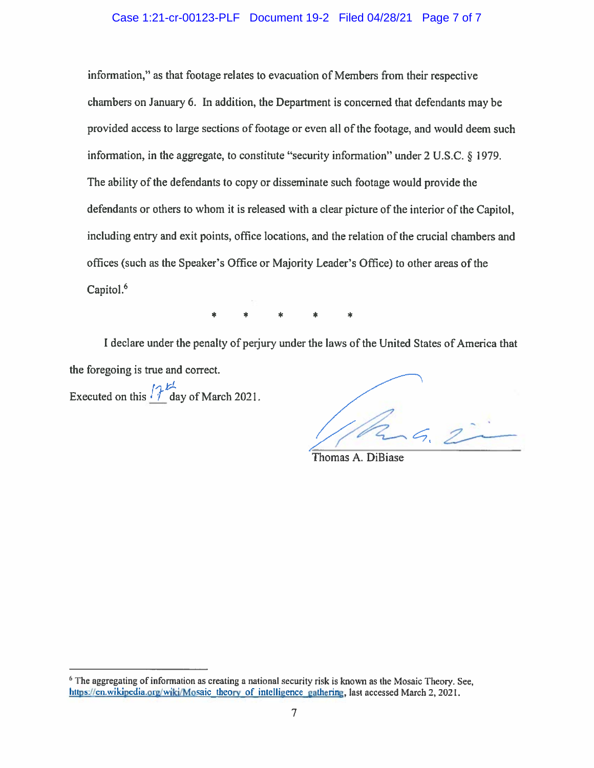information," as that footage relates to evacuation of Members from their respective chambers on January 6. In addition, the Department is concerned that defendants may be provided access to large sections of footage or even all of the footage, and would deem such information, in the aggregate, to constitute "security information" under 2 U.S.C. § 1979. The ability of the defendants to copy or disseminate such footage would provide the defendants or others to whom it is released with a clear picture of the interior of the Capitol, including entry and exit points, office locations, and the relation of the crucial chambers and offices (such as the Speaker's Office or Majority Leader's Office) to other areas of the Capitol.[6]

\* \* \* \* \*

I declare under the penalty of perjury under the laws of the United States of America that the foregoing is true and correct.

Executed on this 17th day of March 2021.

Thomas A. DiBiase

[6] The aggregating of information as creating a national security risk is known as the Mosaic Theory. See, https://en.wikipedia.org/wiki/Mosaic_theory_of_intelligence_gathering, last accessed March 2, 2021.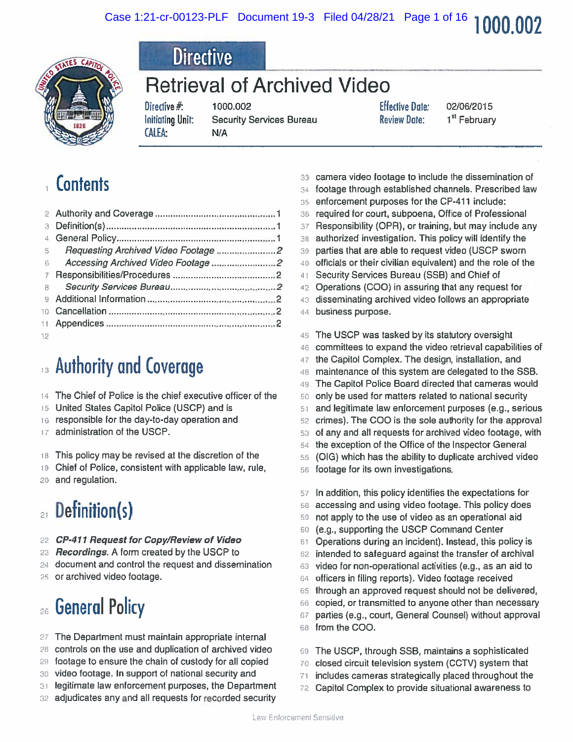1000.002

# Directive

# Retrieval of Archived Video

| | | | |
|---|---|---|---|
| Directive #: | 1000.002 | Effective Date: | 02/06/2015 |
| Initiating Unit: | Security Services Bureau | Review Date: | 1st February |
| CALEA: | N/A | | |

## Contents

- Authority and Coverage ........................................... 1
- Definition(s) ........................................................ 1
- General Policy ....................................................... 1
  - *Requesting Archived Video Footage* ..................... *2*
  - *Accessing Archived Video Footage* ....................... *2*
- Responsibilities/Procedures ..................................... 2
  - *Security Services Bureau* ..................................... *2*
- Additional Information ............................................. 2
- Cancellation ........................................................... 2
- Appendices ............................................................ 2

## Authority and Coverage

The Chief of Police is the chief executive officer of the United States Capitol Police (USCP) and is responsible for the day-to-day operation and administration of the USCP.

This policy may be revised at the discretion of the Chief of Police, consistent with applicable law, rule, and regulation.

## Definition(s)

***CP-411 Request for Copy/Review of Video Recordings***. A form created by the USCP to document and control the request and dissemination or archived video footage.

## General Policy

The Department must maintain appropriate internal controls on the use and duplication of archived video footage to ensure the chain of custody for all copied video footage. In support of national security and legitimate law enforcement purposes, the Department adjudicates any and all requests for recorded security camera video footage to include the dissemination of footage through established channels. Prescribed law enforcement purposes for the CP-411 include: required for court, subpoena, Office of Professional Responsibility (OPR), or training, but may include any authorized investigation. This policy will identify the parties that are able to request video (USCP sworn officials or their civilian equivalent) and the role of the Security Services Bureau (SSB) and Chief of Operations (COO) in assuring that any request for disseminating archived video follows an appropriate business purpose.

The USCP was tasked by its statutory oversight committees to expand the video retrieval capabilities of the Capitol Complex. The design, installation, and maintenance of this system are delegated to the SSB. The Capitol Police Board directed that cameras would only be used for matters related to national security and legitimate law enforcement purposes (e.g., serious crimes). The COO is the sole authority for the approval of any and all requests for archived video footage, with the exception of the Office of the Inspector General (OIG) which has the ability to duplicate archived video footage for its own investigations.

In addition, this policy identifies the expectations for accessing and using video footage. This policy does not apply to the use of video as an operational aid (e.g., supporting the USCP Command Center Operations during an incident). Instead, this policy is intended to safeguard against the transfer of archival video for non-operational activities (e.g., as an aid to officers in filing reports). Video footage received through an approved request should not be delivered, copied, or transmitted to anyone other than necessary parties (e.g., court, General Counsel) without approval from the COO.

The USCP, through SSB, maintains a sophisticated closed circuit television system (CCTV) system that includes cameras strategically placed throughout the Capitol Complex to provide situational awareness to

Law Enforcement Sensitive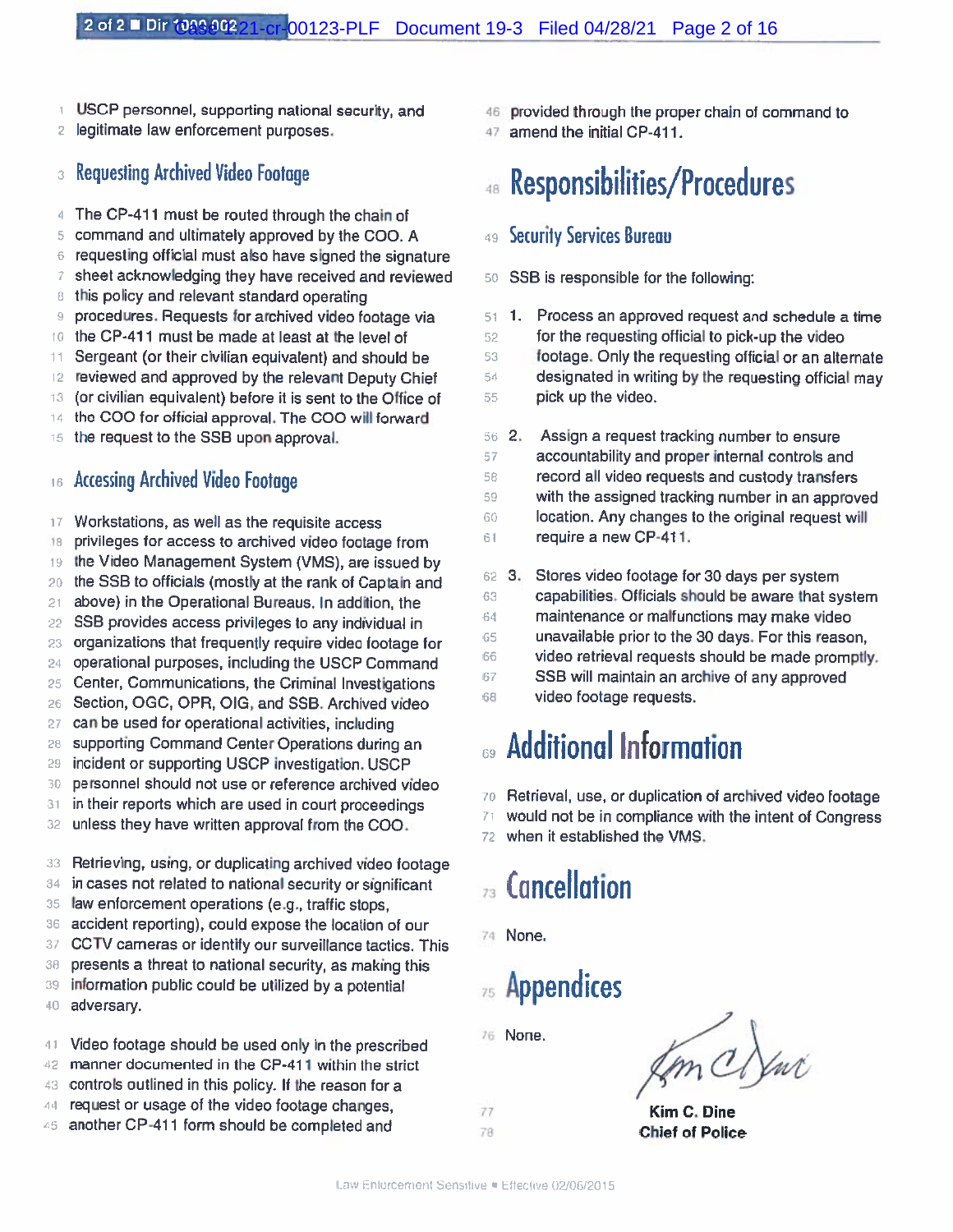USCP personnel, supporting national security, and legitimate law enforcement purposes.

### Requesting Archived Video Footage

The CP-411 must be routed through the chain of command and ultimately approved by the COO. A requesting official must also have signed the signature sheet acknowledging they have received and reviewed this policy and relevant standard operating procedures. Requests for archived video footage via the CP-411 must be made at least at the level of Sergeant (or their civilian equivalent) and should be reviewed and approved by the relevant Deputy Chief (or civilian equivalent) before it is sent to the Office of the COO for official approval. The COO will forward the request to the SSB upon approval.

### Accessing Archived Video Footage

Workstations, as well as the requisite access privileges for access to archived video footage from the Video Management System (VMS), are issued by the SSB to officials (mostly at the rank of Captain and above) in the Operational Bureaus. In addition, the SSB provides access privileges to any individual in organizations that frequently require video footage for operational purposes, including the USCP Command Center, Communications, the Criminal Investigations Section, OGC, OPR, OIG, and SSB. Archived video can be used for operational activities, including supporting Command Center Operations during an incident or supporting USCP investigation. USCP personnel should not use or reference archived video in their reports which are used in court proceedings unless they have written approval from the COO.

Retrieving, using, or duplicating archived video footage in cases not related to national security or significant law enforcement operations (e.g., traffic stops, accident reporting), could expose the location of our CCTV cameras or identify our surveillance tactics. This presents a threat to national security, as making this information public could be utilized by a potential adversary.

Video footage should be used only in the prescribed manner documented in the CP-411 within the strict controls outlined in this policy. If the reason for a request or usage of the video footage changes, another CP-411 form should be completed and provided through the proper chain of command to amend the initial CP-411.

# Responsibilities/Procedures

### Security Services Bureau

SSB is responsible for the following:

1. Process an approved request and schedule a time for the requesting official to pick-up the video footage. Only the requesting official or an alternate designated in writing by the requesting official may pick up the video.
2. Assign a request tracking number to ensure accountability and proper internal controls and record all video requests and custody transfers with the assigned tracking number in an approved location. Any changes to the original request will require a new CP-411.
3. Stores video footage for 30 days per system capabilities. Officials should be aware that system maintenance or malfunctions may make video unavailable prior to the 30 days. For this reason, video retrieval requests should be made promptly. SSB will maintain an archive of any approved video footage requests.

# Additional Information

Retrieval, use, or duplication of archived video footage would not be in compliance with the intent of Congress when it established the VMS.

# Cancellation

None.

# Appendices

None.

Kim C. Dine
Chief of Police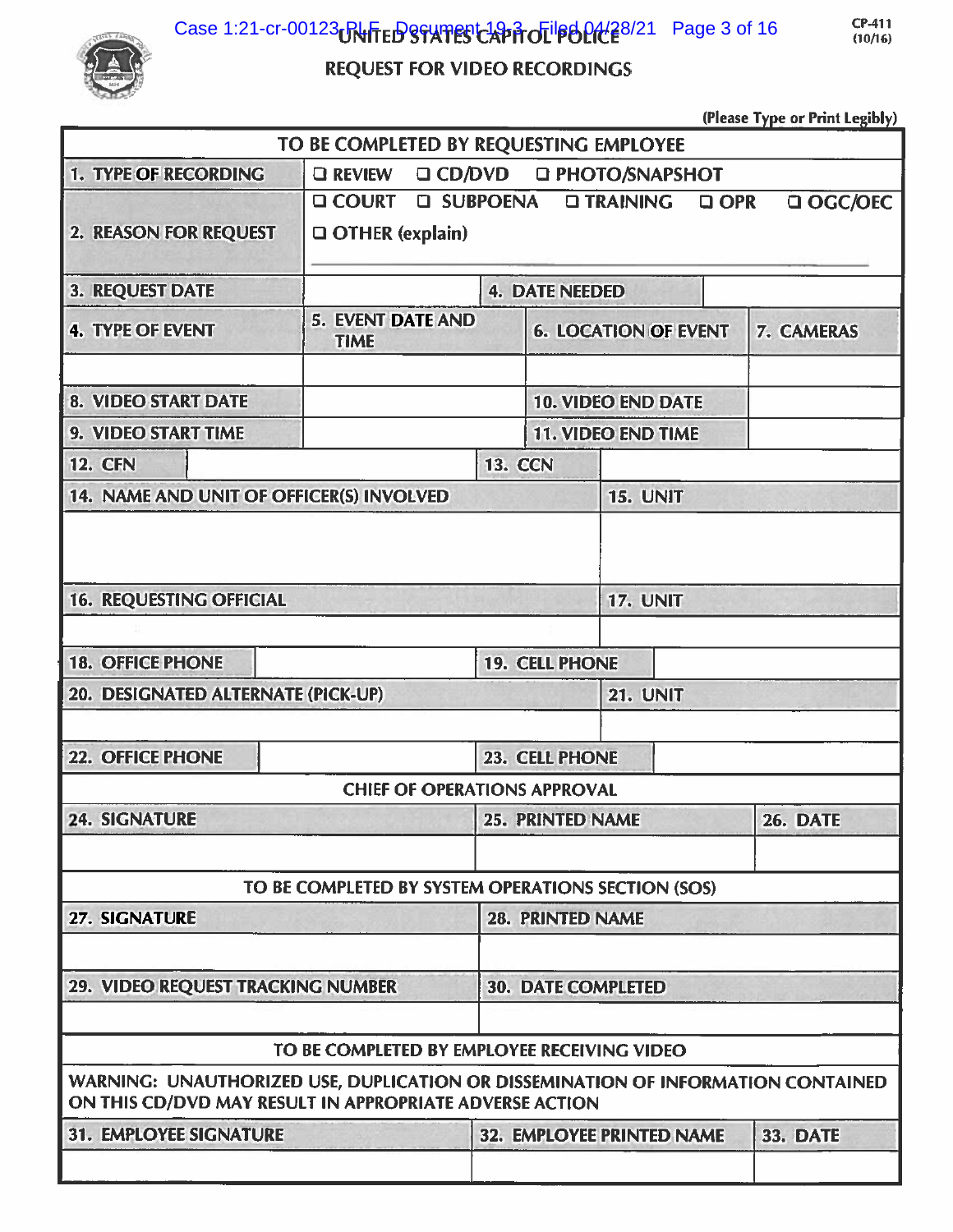CP-411
(10/16)

# UNITED STATES CAPITOL POLICE

## REQUEST FOR VIDEO RECORDINGS

(Please Type or Print Legibly)

| TO BE COMPLETED BY REQUESTING EMPLOYEE | | | |
|---|---|---|---|
| 1. TYPE OF RECORDING | ❑ REVIEW ❑ CD/DVD ❑ PHOTO/SNAPSHOT | | |
| 2. REASON FOR REQUEST | ❑ COURT ❑ SUBPOENA ❑ TRAINING ❑ OPR ❑ OGC/OEC ❑ OTHER (explain) | | |
| 3. REQUEST DATE | | 4. DATE NEEDED | |
| 4. TYPE OF EVENT | 5. EVENT DATE AND TIME | 6. LOCATION OF EVENT | 7. CAMERAS |
| | | | |
| 8. VIDEO START DATE | | 10. VIDEO END DATE | |
| 9. VIDEO START TIME | | 11. VIDEO END TIME | |
| 12. CFN | | 13. CCN | |
| 14. NAME AND UNIT OF OFFICER(S) INVOLVED | | 15. UNIT | |
| | | | |
| 16. REQUESTING OFFICIAL | | 17. UNIT | |
| | | | |
| 18. OFFICE PHONE | | 19. CELL PHONE | |
| 20. DESIGNATED ALTERNATE (PICK-UP) | | 21. UNIT | |
| | | | |
| 22. OFFICE PHONE | | 23. CELL PHONE | |

| CHIEF OF OPERATIONS APPROVAL | | |
|---|---|---|
| 24. SIGNATURE | 25. PRINTED NAME | 26. DATE |
| | | |

| TO BE COMPLETED BY SYSTEM OPERATIONS SECTION (SOS) | |
|---|---|
| 27. SIGNATURE | 28. PRINTED NAME |
| | |
| 29. VIDEO REQUEST TRACKING NUMBER | 30. DATE COMPLETED |
| | |

| TO BE COMPLETED BY EMPLOYEE RECEIVING VIDEO | | |
|---|---|---|
| WARNING: UNAUTHORIZED USE, DUPLICATION OR DISSEMINATION OF INFORMATION CONTAINED ON THIS CD/DVD MAY RESULT IN APPROPRIATE ADVERSE ACTION | | |
| 31. EMPLOYEE SIGNATURE | 32. EMPLOYEE PRINTED NAME | 33. DATE |
| | | |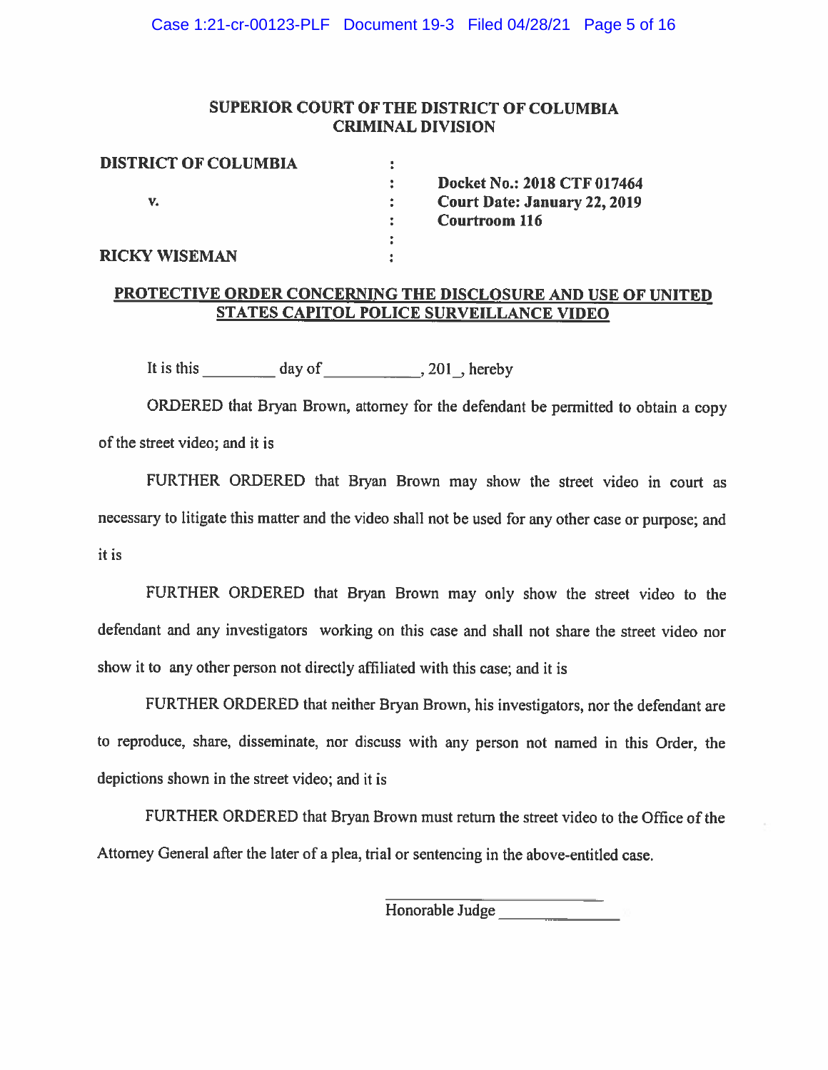**SUPERIOR COURT OF THE DISTRICT OF COLUMBIA**
**CRIMINAL DIVISION**

| | | |
|---|---|---|
| **DISTRICT OF COLUMBIA** | : | |
| | : | **Docket No.: 2018 CTF 017464** |
| v. | : | **Court Date: January 22, 2019** |
| | : | **Courtroom 116** |
| | : | |
| **RICKY WISEMAN** | : | |

**PROTECTIVE ORDER CONCERNING THE DISCLOSURE AND USE OF UNITED STATES CAPITOL POLICE SURVEILLANCE VIDEO**

It is this _________ day of ____________, 201_, hereby

ORDERED that Bryan Brown, attorney for the defendant be permitted to obtain a copy of the street video; and it is

FURTHER ORDERED that Bryan Brown may show the street video in court as necessary to litigate this matter and the video shall not be used for any other case or purpose; and it is

FURTHER ORDERED that Bryan Brown may only show the street video to the defendant and any investigators working on this case and shall not share the street video nor show it to any other person not directly affiliated with this case; and it is

FURTHER ORDERED that neither Bryan Brown, his investigators, nor the defendant are to reproduce, share, disseminate, nor discuss with any person not named in this Order, the depictions shown in the street video; and it is

FURTHER ORDERED that Bryan Brown must return the street video to the Office of the Attorney General after the later of a plea, trial or sentencing in the above-entitled case.

______________________________
Honorable Judge ______________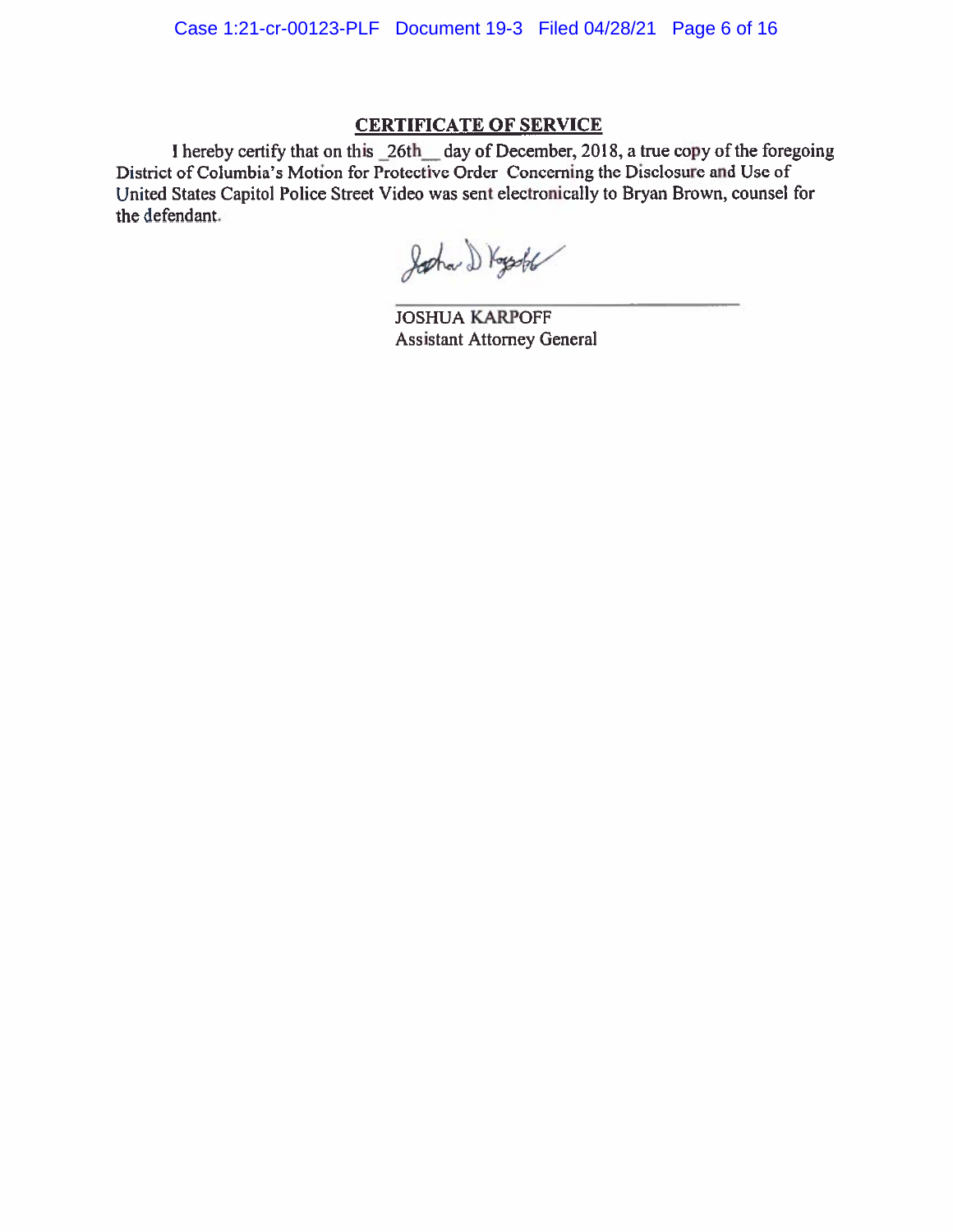## CERTIFICATE OF SERVICE

I hereby certify that on this _26th__ day of December, 2018, a true copy of the foregoing District of Columbia's Motion for Protective Order Concerning the Disclosure and Use of United States Capitol Police Street Video was sent electronically to Bryan Brown, counsel for the defendant.

JOSHUA KARPOFF
Assistant Attorney General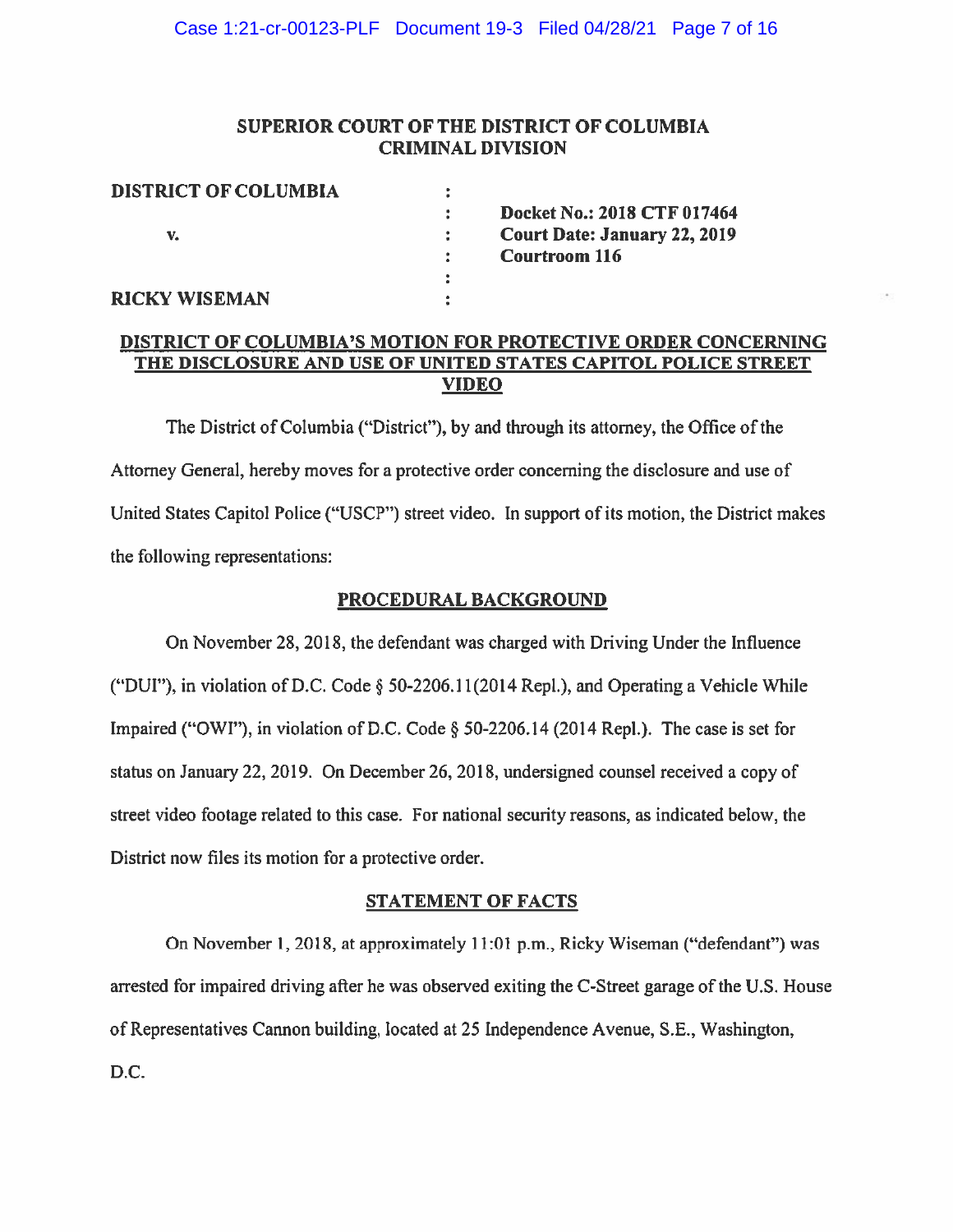**SUPERIOR COURT OF THE DISTRICT OF COLUMBIA**
**CRIMINAL DIVISION**

| | | |
|---|---|---|
| **DISTRICT OF COLUMBIA** | : | |
| | : | **Docket No.: 2018 CTF 017464** |
| **v.** | : | **Court Date: January 22, 2019** |
| | : | **Courtroom 116** |
| | : | |
| **RICKY WISEMAN** | : | |

## DISTRICT OF COLUMBIA'S MOTION FOR PROTECTIVE ORDER CONCERNING THE DISCLOSURE AND USE OF UNITED STATES CAPITOL POLICE STREET VIDEO

The District of Columbia ("District"), by and through its attorney, the Office of the Attorney General, hereby moves for a protective order concerning the disclosure and use of United States Capitol Police ("USCP") street video. In support of its motion, the District makes the following representations:

## PROCEDURAL BACKGROUND

On November 28, 2018, the defendant was charged with Driving Under the Influence ("DUI"), in violation of D.C. Code § 50-2206.11(2014 Repl.), and Operating a Vehicle While Impaired ("OWI"), in violation of D.C. Code § 50-2206.14 (2014 Repl.). The case is set for status on January 22, 2019. On December 26, 2018, undersigned counsel received a copy of street video footage related to this case. For national security reasons, as indicated below, the District now files its motion for a protective order.

## STATEMENT OF FACTS

On November 1, 2018, at approximately 11:01 p.m., Ricky Wiseman ("defendant") was arrested for impaired driving after he was observed exiting the C-Street garage of the U.S. House of Representatives Cannon building, located at 25 Independence Avenue, S.E., Washington, D.C.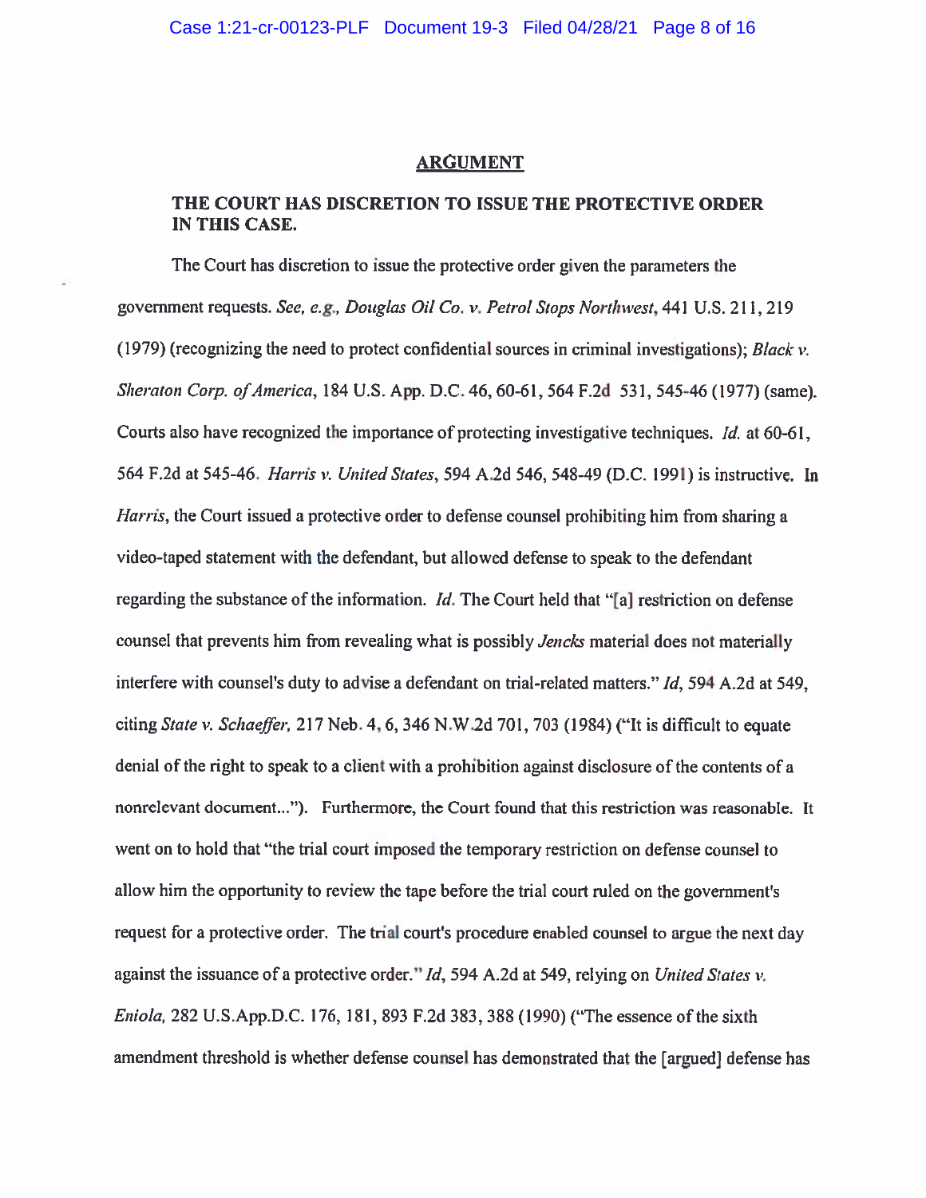## ARGUMENT

### THE COURT HAS DISCRETION TO ISSUE THE PROTECTIVE ORDER IN THIS CASE.

The Court has discretion to issue the protective order given the parameters the government requests. *See, e.g., Douglas Oil Co. v. Petrol Stops Northwest*, 441 U.S. 211, 219 (1979) (recognizing the need to protect confidential sources in criminal investigations); *Black v. Sheraton Corp. of America*, 184 U.S. App. D.C. 46, 60-61, 564 F.2d 531, 545-46 (1977) (same). Courts also have recognized the importance of protecting investigative techniques. *Id.* at 60-61, 564 F.2d at 545-46. *Harris v. United States*, 594 A.2d 546, 548-49 (D.C. 1991) is instructive. In *Harris*, the Court issued a protective order to defense counsel prohibiting him from sharing a video-taped statement with the defendant, but allowed defense to speak to the defendant regarding the substance of the information. *Id.* The Court held that "[a] restriction on defense counsel that prevents him from revealing what is possibly *Jencks* material does not materially interfere with counsel's duty to advise a defendant on trial-related matters." *Id*, 594 A.2d at 549, citing *State v. Schaeffer*, 217 Neb. 4, 6, 346 N.W.2d 701, 703 (1984) ("It is difficult to equate denial of the right to speak to a client with a prohibition against disclosure of the contents of a nonrelevant document..."). Furthermore, the Court found that this restriction was reasonable. It went on to hold that "the trial court imposed the temporary restriction on defense counsel to allow him the opportunity to review the tape before the trial court ruled on the government's request for a protective order. The trial court's procedure enabled counsel to argue the next day against the issuance of a protective order." *Id*, 594 A.2d at 549, relying on *United States v. Eniola*, 282 U.S.App.D.C. 176, 181, 893 F.2d 383, 388 (1990) ("The essence of the sixth amendment threshold is whether defense counsel has demonstrated that the [argued] defense has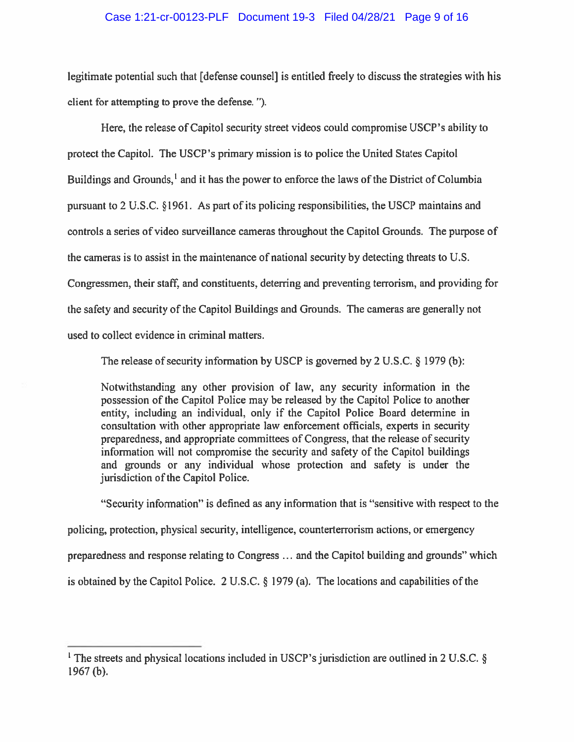legitimate potential such that [defense counsel] is entitled freely to discuss the strategies with his client for attempting to prove the defense. ").

Here, the release of Capitol security street videos could compromise USCP's ability to protect the Capitol. The USCP's primary mission is to police the United States Capitol Buildings and Grounds,[1] and it has the power to enforce the laws of the District of Columbia pursuant to 2 U.S.C. §1961. As part of its policing responsibilities, the USCP maintains and controls a series of video surveillance cameras throughout the Capitol Grounds. The purpose of the cameras is to assist in the maintenance of national security by detecting threats to U.S. Congressmen, their staff, and constituents, deterring and preventing terrorism, and providing for the safety and security of the Capitol Buildings and Grounds. The cameras are generally not used to collect evidence in criminal matters.

The release of security information by USCP is governed by 2 U.S.C. § 1979 (b):

> Notwithstanding any other provision of law, any security information in the possession of the Capitol Police may be released by the Capitol Police to another entity, including an individual, only if the Capitol Police Board determine in consultation with other appropriate law enforcement officials, experts in security preparedness, and appropriate committees of Congress, that the release of security information will not compromise the security and safety of the Capitol buildings and grounds or any individual whose protection and safety is under the jurisdiction of the Capitol Police.

"Security information" is defined as any information that is "sensitive with respect to the policing, protection, physical security, intelligence, counterterrorism actions, or emergency preparedness and response relating to Congress … and the Capitol building and grounds" which is obtained by the Capitol Police. 2 U.S.C. § 1979 (a). The locations and capabilities of the

---

[1] The streets and physical locations included in USCP's jurisdiction are outlined in 2 U.S.C. § 1967 (b).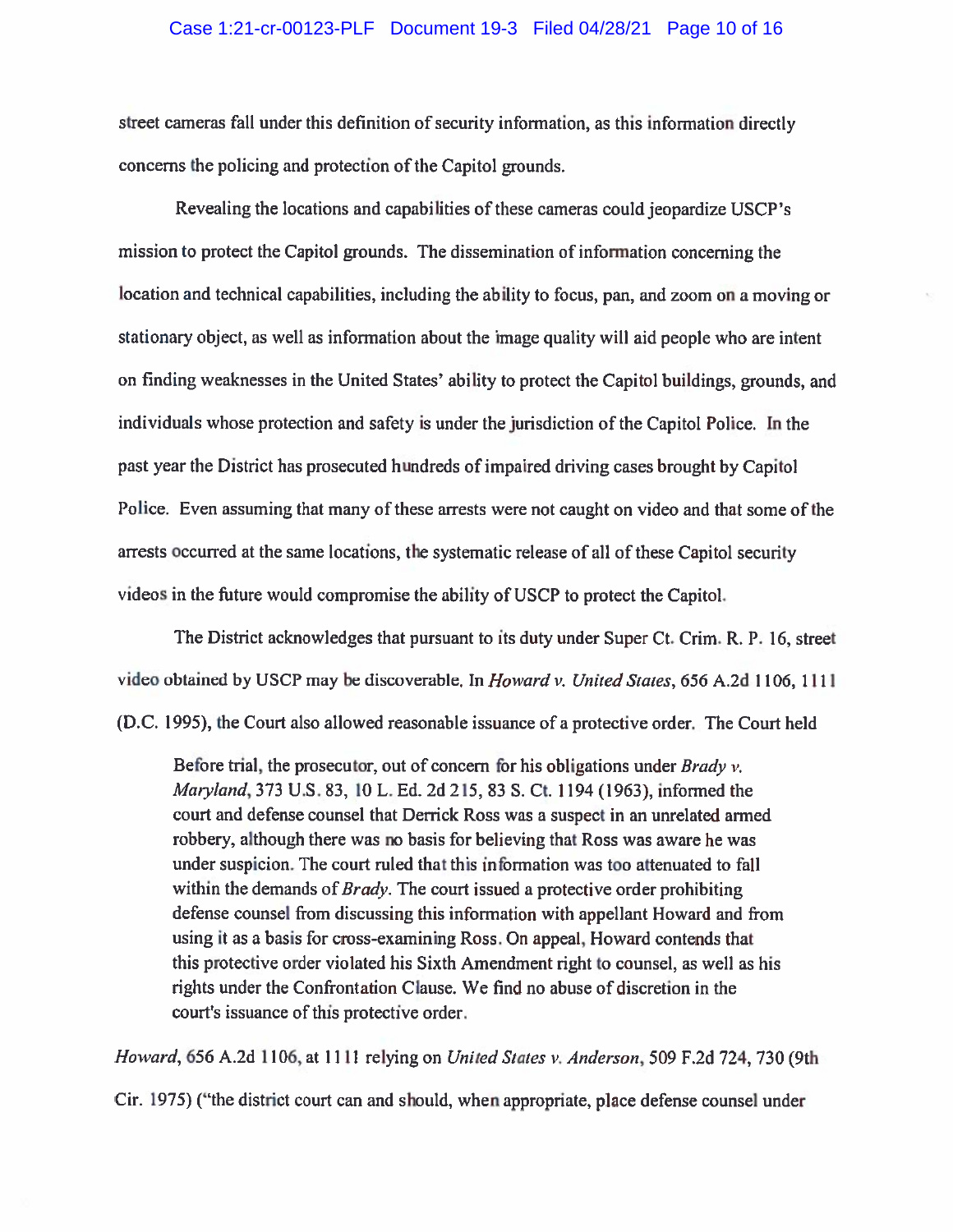street cameras fall under this definition of security information, as this information directly concerns the policing and protection of the Capitol grounds.

Revealing the locations and capabilities of these cameras could jeopardize USCP's mission to protect the Capitol grounds. The dissemination of information concerning the location and technical capabilities, including the ability to focus, pan, and zoom on a moving or stationary object, as well as information about the image quality will aid people who are intent on finding weaknesses in the United States' ability to protect the Capitol buildings, grounds, and individuals whose protection and safety is under the jurisdiction of the Capitol Police. In the past year the District has prosecuted hundreds of impaired driving cases brought by Capitol Police. Even assuming that many of these arrests were not caught on video and that some of the arrests occurred at the same locations, the systematic release of all of these Capitol security videos in the future would compromise the ability of USCP to protect the Capitol.

The District acknowledges that pursuant to its duty under Super Ct. Crim. R. P. 16, street video obtained by USCP may be discoverable. In *Howard v. United States*, 656 A.2d 1106, 1111 (D.C. 1995), the Court also allowed reasonable issuance of a protective order. The Court held

> Before trial, the prosecutor, out of concern for his obligations under *Brady v. Maryland*, 373 U.S. 83, 10 L. Ed. 2d 215, 83 S. Ct. 1194 (1963), informed the court and defense counsel that Derrick Ross was a suspect in an unrelated armed robbery, although there was no basis for believing that Ross was aware he was under suspicion. The court ruled that this information was too attenuated to fall within the demands of *Brady*. The court issued a protective order prohibiting defense counsel from discussing this information with appellant Howard and from using it as a basis for cross-examining Ross. On appeal, Howard contends that this protective order violated his Sixth Amendment right to counsel, as well as his rights under the Confrontation Clause. We find no abuse of discretion in the court's issuance of this protective order.

*Howard*, 656 A.2d 1106, at 1111 relying on *United States v. Anderson*, 509 F.2d 724, 730 (9th Cir. 1975) ("the district court can and should, when appropriate, place defense counsel under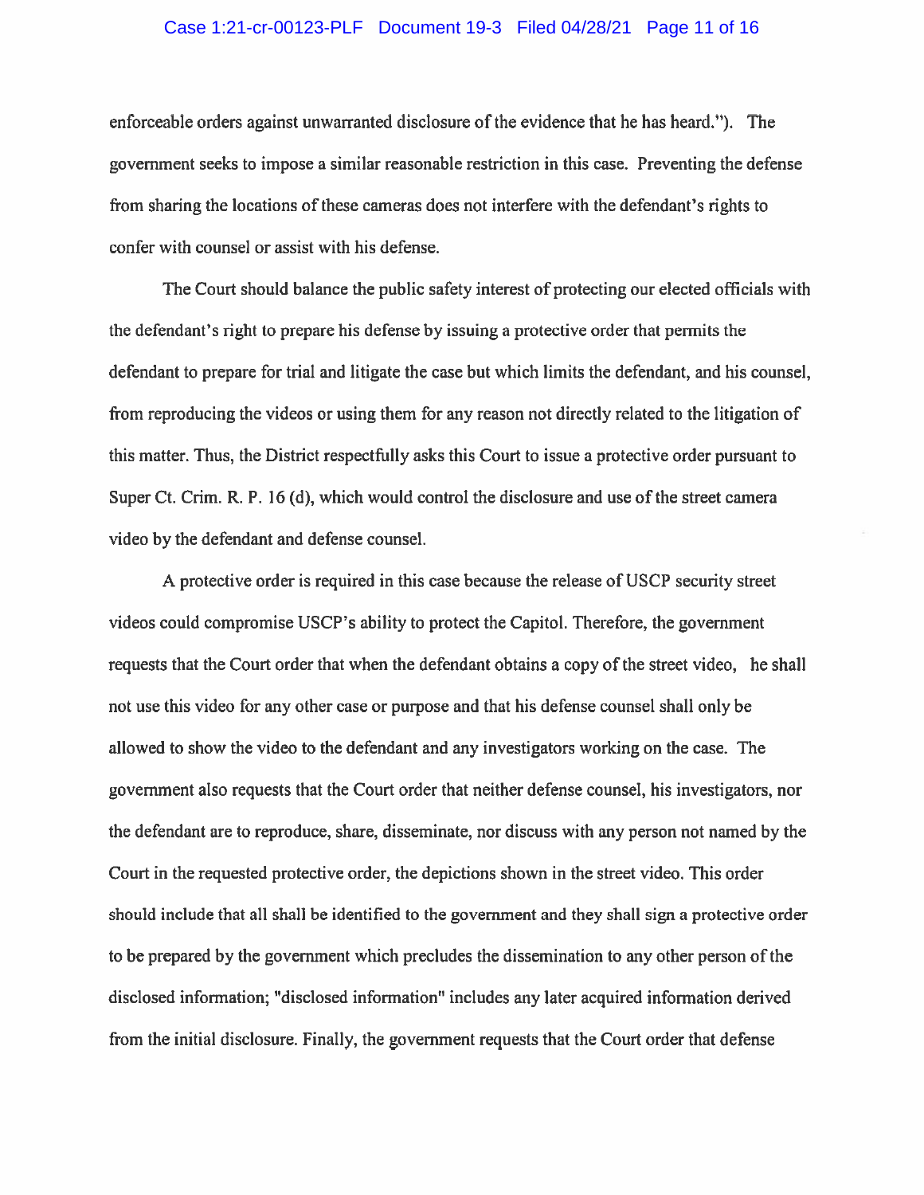enforceable orders against unwarranted disclosure of the evidence that he has heard."). The government seeks to impose a similar reasonable restriction in this case. Preventing the defense from sharing the locations of these cameras does not interfere with the defendant's rights to confer with counsel or assist with his defense.

The Court should balance the public safety interest of protecting our elected officials with the defendant's right to prepare his defense by issuing a protective order that permits the defendant to prepare for trial and litigate the case but which limits the defendant, and his counsel, from reproducing the videos or using them for any reason not directly related to the litigation of this matter. Thus, the District respectfully asks this Court to issue a protective order pursuant to Super Ct. Crim. R. P. 16 (d), which would control the disclosure and use of the street camera video by the defendant and defense counsel.

A protective order is required in this case because the release of USCP security street videos could compromise USCP's ability to protect the Capitol. Therefore, the government requests that the Court order that when the defendant obtains a copy of the street video, he shall not use this video for any other case or purpose and that his defense counsel shall only be allowed to show the video to the defendant and any investigators working on the case. The government also requests that the Court order that neither defense counsel, his investigators, nor the defendant are to reproduce, share, disseminate, nor discuss with any person not named by the Court in the requested protective order, the depictions shown in the street video. This order should include that all shall be identified to the government and they shall sign a protective order to be prepared by the government which precludes the dissemination to any other person of the disclosed information; "disclosed information" includes any later acquired information derived from the initial disclosure. Finally, the government requests that the Court order that defense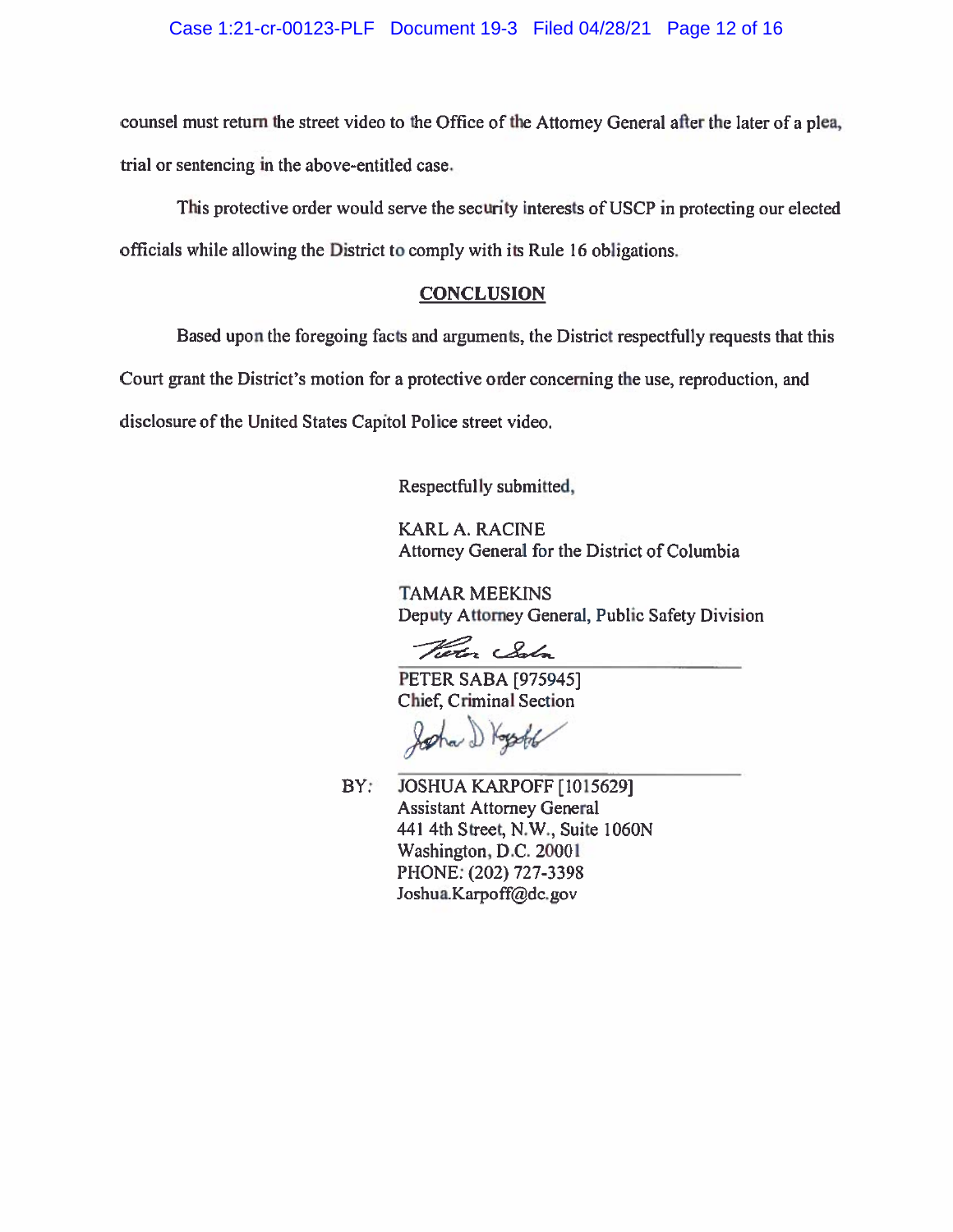counsel must return the street video to the Office of the Attorney General after the later of a plea, trial or sentencing in the above-entitled case.

This protective order would serve the security interests of USCP in protecting our elected officials while allowing the District to comply with its Rule 16 obligations.

## CONCLUSION

Based upon the foregoing facts and arguments, the District respectfully requests that this Court grant the District's motion for a protective order concerning the use, reproduction, and disclosure of the United States Capitol Police street video.

Respectfully submitted,

KARL A. RACINE
Attorney General for the District of Columbia

TAMAR MEEKINS
Deputy Attorney General, Public Safety Division

PETER SABA [975945]
Chief, Criminal Section

BY: JOSHUA KARPOFF [1015629]
Assistant Attorney General
441 4th Street, N.W., Suite 1060N
Washington, D.C. 20001
PHONE: (202) 727-3398
Joshua.Karpoff@dc.gov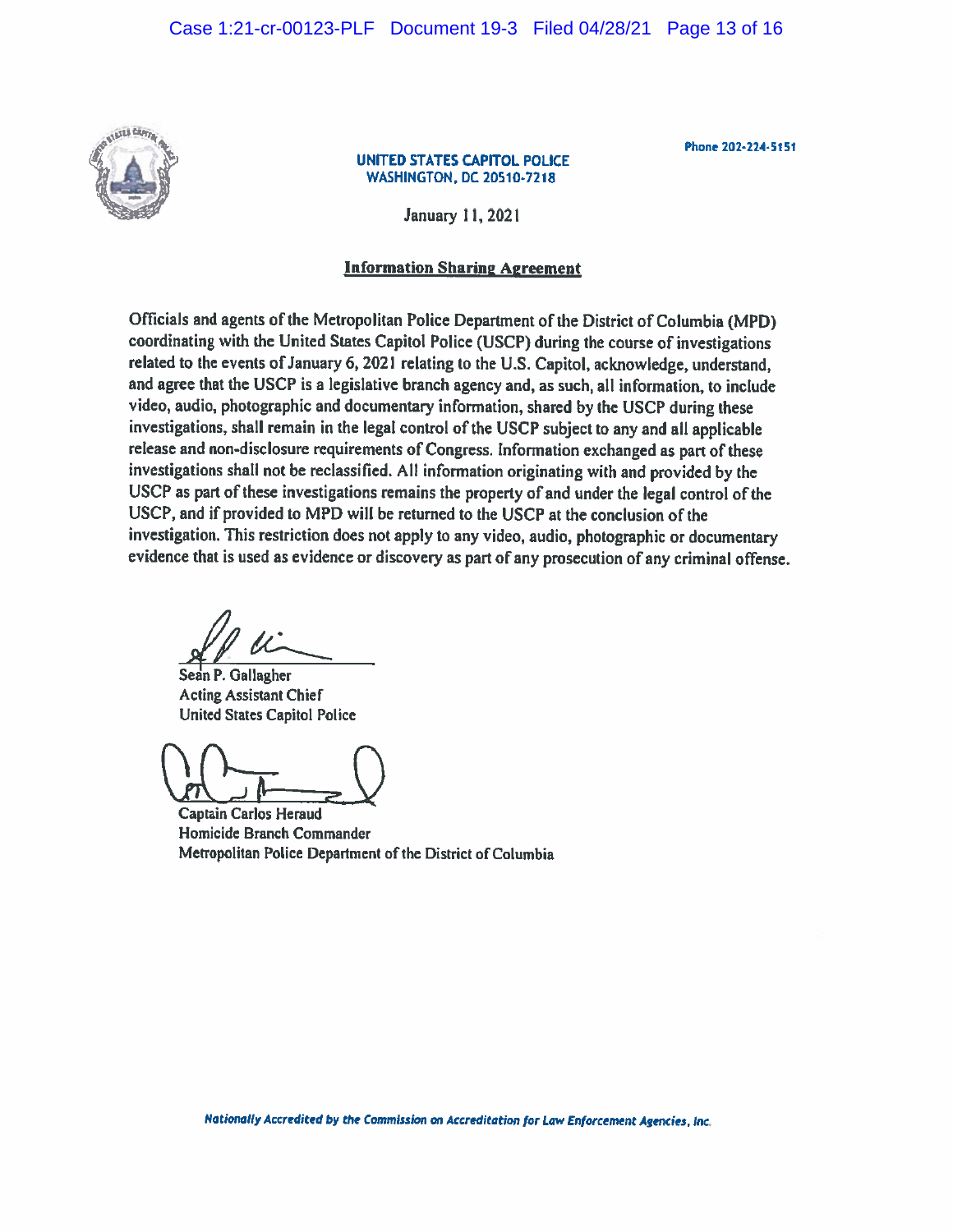Phone 202-224-5151

**UNITED STATES CAPITOL POLICE**
**WASHINGTON, DC 20510-7218**

January 11, 2021

## Information Sharing Agreement

Officials and agents of the Metropolitan Police Department of the District of Columbia (MPD) coordinating with the United States Capitol Police (USCP) during the course of investigations related to the events of January 6, 2021 relating to the U.S. Capitol, acknowledge, understand, and agree that the USCP is a legislative branch agency and, as such, all information, to include video, audio, photographic and documentary information, shared by the USCP during these investigations, shall remain in the legal control of the USCP subject to any and all applicable release and non-disclosure requirements of Congress. Information exchanged as part of these investigations shall not be reclassified. All information originating with and provided by the USCP as part of these investigations remains the property of and under the legal control of the USCP, and if provided to MPD will be returned to the USCP at the conclusion of the investigation. This restriction does not apply to any video, audio, photographic or documentary evidence that is used as evidence or discovery as part of any prosecution of any criminal offense.

Sean P. Gallagher
Acting Assistant Chief
United States Capitol Police

Captain Carlos Heraud
Homicide Branch Commander
Metropolitan Police Department of the District of Columbia

*Nationally Accredited by the Commission on Accreditation for Law Enforcement Agencies, Inc.*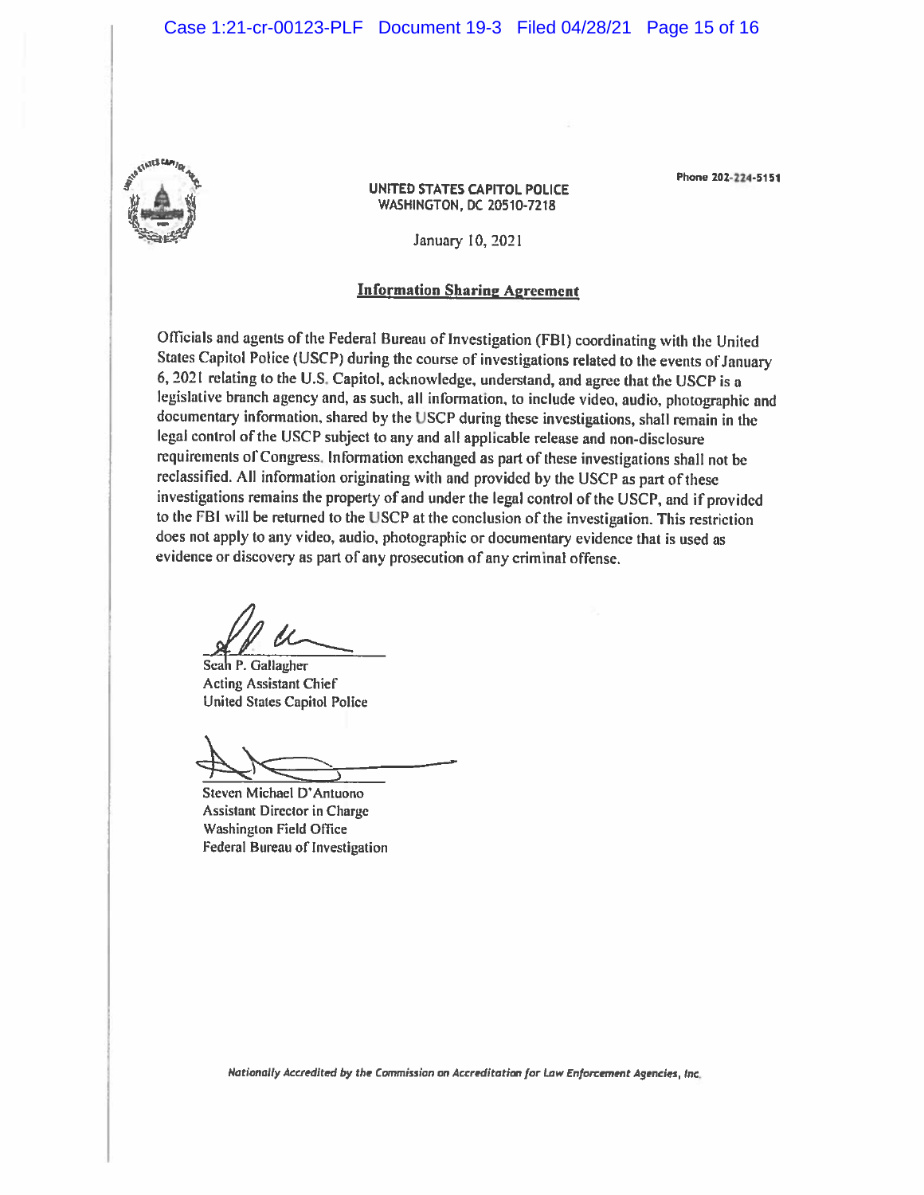UNITED STATES CAPITOL POLICE
WASHINGTON, DC 20510-7218

Phone 202-224-5151

January 10, 2021

## Information Sharing Agreement

Officials and agents of the Federal Bureau of Investigation (FBI) coordinating with the United States Capitol Police (USCP) during the course of investigations related to the events of January 6, 2021 relating to the U.S. Capitol, acknowledge, understand, and agree that the USCP is a legislative branch agency and, as such, all information, to include video, audio, photographic and documentary information, shared by the USCP during these investigations, shall remain in the legal control of the USCP subject to any and all applicable release and non-disclosure requirements of Congress. Information exchanged as part of these investigations shall not be reclassified. All information originating with and provided by the USCP as part of these investigations remains the property of and under the legal control of the USCP, and if provided to the FBI will be returned to the USCP at the conclusion of the investigation. This restriction does not apply to any video, audio, photographic or documentary evidence that is used as evidence or discovery as part of any prosecution of any criminal offense.

Sean P. Gallagher
Acting Assistant Chief
United States Capitol Police

Steven Michael D'Antuono
Assistant Director in Charge
Washington Field Office
Federal Bureau of Investigation

*Nationally Accredited by the Commission on Accreditation for Law Enforcement Agencies, Inc.*